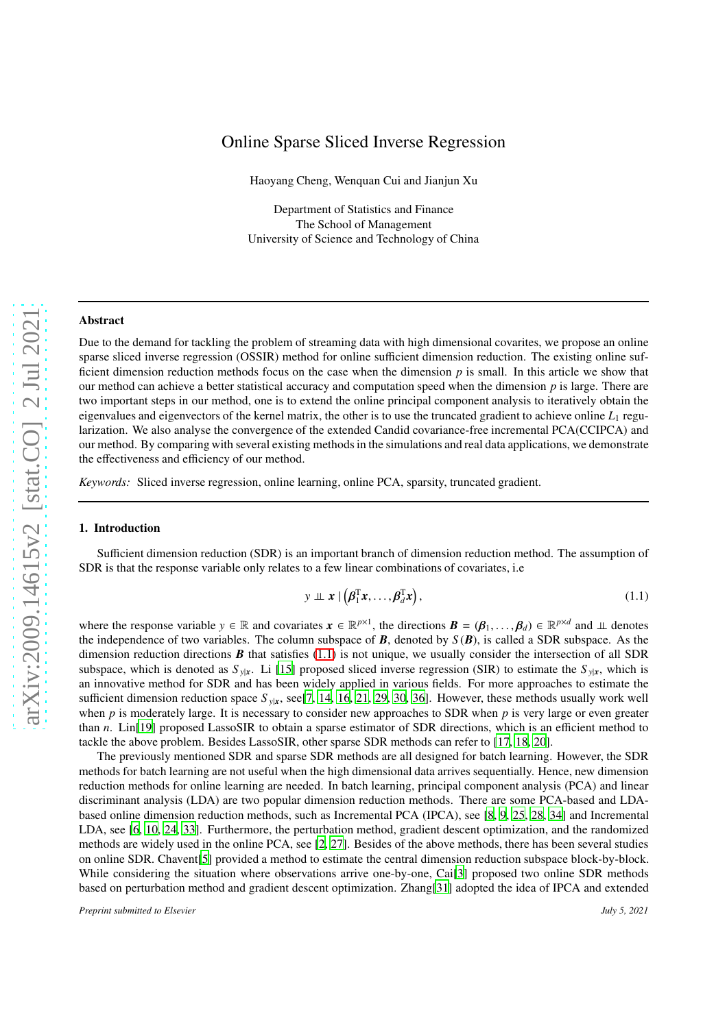# Online Sparse Sliced Inverse Regression

Haoyang Cheng, Wenquan Cui and Jianjun Xu

Department of Statistics and Finance
The School of Management
University of Science and Technology of China

## Abstract

Due to the demand for tackling the problem of streaming data with high dimensional covarites, we propose an online sparse sliced inverse regression (OSSIR) method for online sufficient dimension reduction. The existing online sufficient dimension reduction methods focus on the case when the dimension $p$ is small. In this article we show that our method can achieve a better statistical accuracy and computation speed when the dimension $p$ is large. There are two important steps in our method, one is to extend the online principal component analysis to iteratively obtain the eigenvalues and eigenvectors of the kernel matrix, the other is to use the truncated gradient to achieve online $L_1$ regularization. We also analyse the convergence of the extended Candid covariance-free incremental PCA(CCIPCA) and our method. By comparing with several existing methods in the simulations and real data applications, we demonstrate the effectiveness and efficiency of our method.

*Keywords:* Sliced inverse regression, online learning, online PCA, sparsity, truncated gradient.

## 1. Introduction

Sufficient dimension reduction (SDR) is an important branch of dimension reduction method. The assumption of SDR is that the response variable only relates to a few linear combinations of covariates, i.e

$$y \perp\!\!\!\perp \boldsymbol{x} \mid \left(\boldsymbol{\beta}_1^{\mathrm{T}}\boldsymbol{x}, \ldots, \boldsymbol{\beta}_d^{\mathrm{T}}\boldsymbol{x}\right), \tag{1.1}$$

where the response variable $y \in \mathbb{R}$ and covariates $\boldsymbol{x} \in \mathbb{R}^{p\times 1}$, the directions $\boldsymbol{B} = (\boldsymbol{\beta}_1, \ldots, \boldsymbol{\beta}_d) \in \mathbb{R}^{p\times d}$ and $\perp\!\!\!\perp$ denotes the independence of two variables. The column subspace of $\boldsymbol{B}$, denoted by $S(\boldsymbol{B})$, is called a SDR subspace. As the dimension reduction directions $\boldsymbol{B}$ that satisfies (1.1) is not unique, we usually consider the intersection of all SDR subspace, which is denoted as $S_{y|\boldsymbol{x}}$. Li [15] proposed sliced inverse regression (SIR) to estimate the $S_{y|\boldsymbol{x}}$, which is an innovative method for SDR and has been widely applied in various fields. For more approaches to estimate the sufficient dimension reduction space $S_{y|\boldsymbol{x}}$, see[7, 14, 16, 21, 29, 30, 36]. However, these methods usually work well when $p$ is moderately large. It is necessary to consider new approaches to SDR when $p$ is very large or even greater than $n$. Lin[19] proposed LassoSIR to obtain a sparse estimator of SDR directions, which is an efficient method to tackle the above problem. Besides LassoSIR, other sparse SDR methods can refer to [17, 18, 20].

The previously mentioned SDR and sparse SDR methods are all designed for batch learning. However, the SDR methods for batch learning are not useful when the high dimensional data arrives sequentially. Hence, new dimension reduction methods for online learning are needed. In batch learning, principal component analysis (PCA) and linear discriminant analysis (LDA) are two popular dimension reduction methods. There are some PCA-based and LDA-based online dimension reduction methods, such as Incremental PCA (IPCA), see [8, 9, 25, 28, 34] and Incremental LDA, see [6, 10, 24, 33]. Furthermore, the perturbation method, gradient descent optimization, and the randomized methods are widely used in the online PCA, see [2, 27]. Besides of the above methods, there has been several studies on online SDR. Chavent[5] provided a method to estimate the central dimension reduction subspace block-by-block. While considering the situation where observations arrive one-by-one, Cai[3] proposed two online SDR methods based on perturbation method and gradient descent optimization. Zhang[31] adopted the idea of IPCA and extended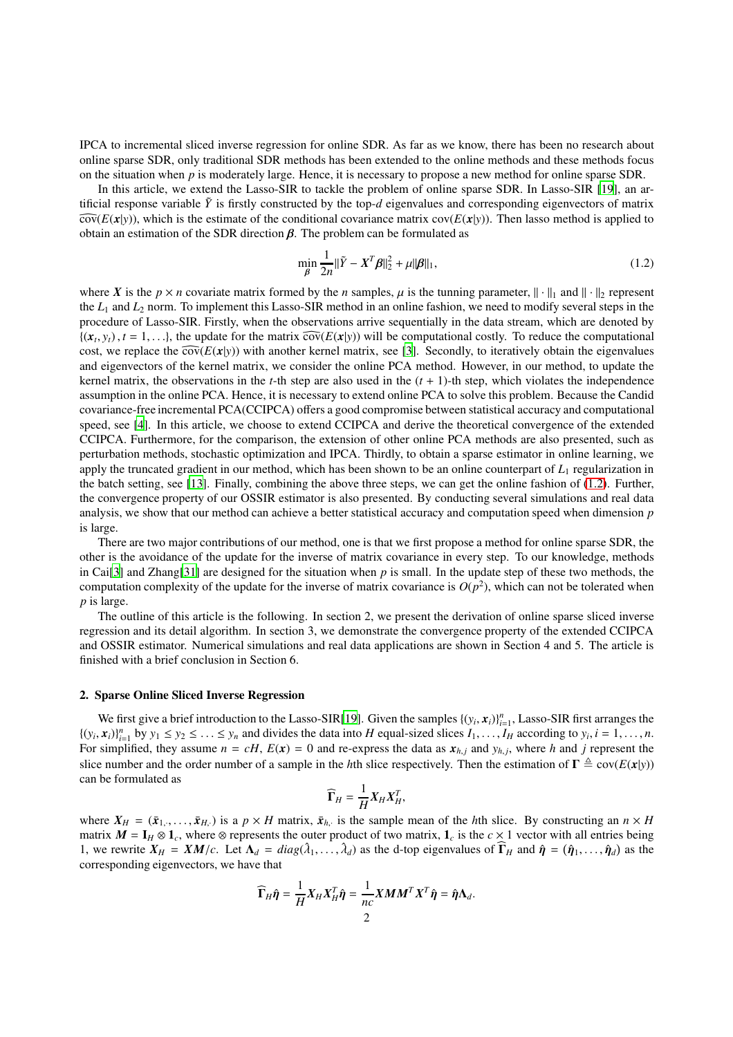IPCA to incremental sliced inverse regression for online SDR. As far as we know, there has been no research about online sparse SDR, only traditional SDR methods has been extended to the online methods and these methods focus on the situation when $p$ is moderately large. Hence, it is necessary to propose a new method for online sparse SDR.

In this article, we extend the Lasso-SIR to tackle the problem of online sparse SDR. In Lasso-SIR [19], an artificial response variable $\tilde{Y}$ is firstly constructed by the top-$d$ eigenvalues and corresponding eigenvectors of matrix $\widehat{\text{cov}}(E(\boldsymbol{x}|y))$, which is the estimate of the conditional covariance matrix $\text{cov}(E(\boldsymbol{x}|y))$. Then lasso method is applied to obtain an estimation of the SDR direction $\boldsymbol{\beta}$. The problem can be formulated as

$$\min_{\boldsymbol{\beta}} \frac{1}{2n}\|\tilde{Y} - \boldsymbol{X}^T\boldsymbol{\beta}\|_2^2 + \mu\|\boldsymbol{\beta}\|_1, \tag{1.2}$$

where $\boldsymbol{X}$ is the $p \times n$ covariate matrix formed by the $n$ samples, $\mu$ is the tunning parameter, $\|\cdot\|_1$ and $\|\cdot\|_2$ represent the $L_1$ and $L_2$ norm. To implement this Lasso-SIR method in an online fashion, we need to modify several steps in the procedure of Lasso-SIR. Firstly, when the observations arrive sequentially in the data stream, which are denoted by $\{(\boldsymbol{x}_t, y_t), t = 1, \ldots\}$, the update for the matrix $\widehat{\text{cov}}(E(\boldsymbol{x}|y))$ will be computational costly. To reduce the computational cost, we replace the $\widehat{\text{cov}}(E(\boldsymbol{x}|y))$ with another kernel matrix, see [3]. Secondly, to iteratively obtain the eigenvalues and eigenvectors of the kernel matrix, we consider the online PCA method. However, in our method, to update the kernel matrix, the observations in the $t$-th step are also used in the $(t+1)$-th step, which violates the independence assumption in the online PCA. Hence, it is necessary to extend online PCA to solve this problem. Because the Candid covariance-free incremental PCA(CCIPCA) offers a good compromise between statistical accuracy and computational speed, see [4]. In this article, we choose to extend CCIPCA and derive the theoretical convergence of the extended CCIPCA. Furthermore, for the comparison, the extension of other online PCA methods are also presented, such as perturbation methods, stochastic optimization and IPCA. Thirdly, to obtain a sparse estimator in online learning, we apply the truncated gradient in our method, which has been shown to be an online counterpart of $L_1$ regularization in the batch setting, see [13]. Finally, combining the above three steps, we can get the online fashion of (1.2). Further, the convergence property of our OSSIR estimator is also presented. By conducting several simulations and real data analysis, we show that our method can achieve a better statistical accuracy and computation speed when dimension $p$ is large.

There are two major contributions of our method, one is that we first propose a method for online sparse SDR, the other is the avoidance of the update for the inverse of matrix covariance in every step. To our knowledge, methods in Cai[3] and Zhang[31] are designed for the situation when $p$ is small. In the update step of these two methods, the computation complexity of the update for the inverse of matrix covariance is $O(p^2)$, which can not be tolerated when $p$ is large.

The outline of this article is the following. In section 2, we present the derivation of online sparse sliced inverse regression and its detail algorithm. In section 3, we demonstrate the convergence property of the extended CCIPCA and OSSIR estimator. Numerical simulations and real data applications are shown in Section 4 and 5. The article is finished with a brief conclusion in Section 6.

## 2. Sparse Online Sliced Inverse Regression

We first give a brief introduction to the Lasso-SIR[19]. Given the samples $\{(y_i, \boldsymbol{x}_i)\}_{i=1}^n$, Lasso-SIR first arranges the $\{(y_i, \boldsymbol{x}_i)\}_{i=1}^n$ by $y_1 \leq y_2 \leq \ldots \leq y_n$ and divides the data into $H$ equal-sized slices $I_1, \ldots, I_H$ according to $y_i, i = 1, \ldots, n$. For simplified, they assume $n = cH$, $E(\boldsymbol{x}) = 0$ and re-express the data as $\boldsymbol{x}_{h,j}$ and $y_{h,j}$, where $h$ and $j$ represent the slice number and the order number of a sample in the $h$th slice respectively. Then the estimation of $\boldsymbol{\Gamma} \triangleq \text{cov}(E(\boldsymbol{x}|y))$ can be formulated as

$$\widehat{\boldsymbol{\Gamma}}_H = \frac{1}{H}\boldsymbol{X}_H\boldsymbol{X}_H^T,$$

where $\boldsymbol{X}_H = (\bar{\boldsymbol{x}}_{1,\cdot}, \ldots, \bar{\boldsymbol{x}}_{H,\cdot})$ is a $p \times H$ matrix, $\bar{\boldsymbol{x}}_{h,\cdot}$ is the sample mean of the $h$th slice. By constructing an $n \times H$ matrix $\boldsymbol{M} = \mathbf{I}_H \otimes \mathbf{1}_c$, where $\otimes$ represents the outer product of two matrix, $\mathbf{1}_c$ is the $c \times 1$ vector with all entries being 1, we rewrite $\boldsymbol{X}_H = \boldsymbol{X}\boldsymbol{M}/c$. Let $\boldsymbol{\Lambda}_d = diag(\hat{\lambda}_1, \ldots, \hat{\lambda}_d)$ as the d-top eigenvalues of $\widehat{\boldsymbol{\Gamma}}_H$ and $\hat{\boldsymbol{\eta}} = (\hat{\boldsymbol{\eta}}_1, \ldots, \hat{\boldsymbol{\eta}}_d)$ as the corresponding eigenvectors, we have that

$$\widehat{\boldsymbol{\Gamma}}_H\hat{\boldsymbol{\eta}} = \frac{1}{H}\boldsymbol{X}_H\boldsymbol{X}_H^T\hat{\boldsymbol{\eta}} = \frac{1}{nc}\boldsymbol{X}\boldsymbol{M}\boldsymbol{M}^T\boldsymbol{X}^T\hat{\boldsymbol{\eta}} = \hat{\boldsymbol{\eta}}\boldsymbol{\Lambda}_d.$$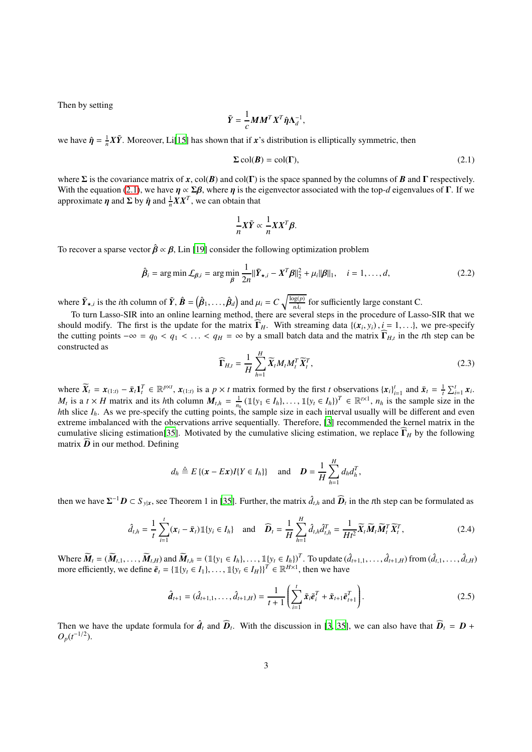Then by setting

$$\tilde{\boldsymbol{Y}} = \frac{1}{c}\boldsymbol{M}\boldsymbol{M}^T\boldsymbol{X}^T\hat{\boldsymbol{\eta}}\boldsymbol{\Lambda}_d^{-1},$$

we have $\hat{\boldsymbol{\eta}} = \frac{1}{n}\boldsymbol{X}\tilde{\boldsymbol{Y}}$. Moreover, Li[15] has shown that if $\boldsymbol{x}$'s distribution is elliptically symmetric, then

$$\boldsymbol{\Sigma}\,\mathrm{col}(\boldsymbol{B}) = \mathrm{col}(\boldsymbol{\Gamma}), \tag{2.1}$$

where $\boldsymbol{\Sigma}$ is the covariance matrix of $\boldsymbol{x}$, $\mathrm{col}(\boldsymbol{B})$ and $\mathrm{col}(\boldsymbol{\Gamma})$ is the space spanned by the columns of $\boldsymbol{B}$ and $\boldsymbol{\Gamma}$ respectively. With the equation (2.1), we have $\boldsymbol{\eta} \propto \boldsymbol{\Sigma}\boldsymbol{\beta}$, where $\boldsymbol{\eta}$ is the eigenvector associated with the top-$d$ eigenvalues of $\boldsymbol{\Gamma}$. If we approximate $\boldsymbol{\eta}$ and $\boldsymbol{\Sigma}$ by $\hat{\boldsymbol{\eta}}$ and $\frac{1}{n}\boldsymbol{X}\boldsymbol{X}^T$, we can obtain that

$$\frac{1}{n}\boldsymbol{X}\tilde{\boldsymbol{Y}} \propto \frac{1}{n}\boldsymbol{X}\boldsymbol{X}^T\boldsymbol{\beta}.$$

To recover a sparse vector $\hat{\boldsymbol{\beta}} \propto \boldsymbol{\beta}$, Lin [19] consider the following optimization problem

$$\hat{\boldsymbol{\beta}}_i = \arg\min \mathcal{L}_{\boldsymbol{\beta},i} = \arg\min_{\boldsymbol{\beta}} \frac{1}{2n}\|\tilde{\boldsymbol{Y}}_{\star,i} - \boldsymbol{X}^T\boldsymbol{\beta}\|_2^2 + \mu_i\|\boldsymbol{\beta}\|_1, \quad i = 1,\ldots,d, \tag{2.2}$$

where $\tilde{\boldsymbol{Y}}_{\star,i}$ is the $i$th column of $\tilde{\boldsymbol{Y}}$, $\hat{\boldsymbol{B}} = \left(\hat{\boldsymbol{\beta}}_1,\ldots,\hat{\boldsymbol{\beta}}_d\right)$ and $\mu_i = C\sqrt{\frac{\log(p)}{n\hat{\lambda}_i}}$ for sufficiently large constant C.

To turn Lasso-SIR into an online learning method, there are several steps in the procedure of Lasso-SIR that we should modify. The first is the update for the matrix $\widehat{\boldsymbol{\Gamma}}_H$. With streaming data $\{(\boldsymbol{x}_i, y_i), i = 1,\ldots\}$, we pre-specify the cutting points $-\infty = q_0 < q_1 < \ldots < q_H = \infty$ by a small batch data and the matrix $\widehat{\boldsymbol{\Gamma}}_{H,t}$ in the $t$th step can be constructed as

$$\widehat{\boldsymbol{\Gamma}}_{H,t} = \frac{1}{H}\sum_{h=1}^{H}\widetilde{\boldsymbol{X}}_t M_t M_t^T\widetilde{\boldsymbol{X}}_t^T, \tag{2.3}$$

where $\widetilde{\boldsymbol{X}}_t = \boldsymbol{x}_{(1:t)} - \bar{\boldsymbol{x}}_t\boldsymbol{1}_t^T \in \mathbb{R}^{p\times t}$, $\boldsymbol{x}_{(1:t)}$ is a $p\times t$ matrix formed by the first $t$ observations $\{\boldsymbol{x}_i\}_{i=1}^t$ and $\bar{\boldsymbol{x}}_t = \frac{1}{t}\sum_{i=1}^t\boldsymbol{x}_i$. $M_t$ is a $t\times H$ matrix and its $h$th column $\boldsymbol{M}_{t,h} = \frac{1}{n_h}\left(\mathbb{1}\{y_1 \in I_h\},\ldots,\mathbb{1}\{y_t \in I_h\}\right)^T \in \mathbb{R}^{t\times 1}$, $n_h$ is the sample size in the $h$th slice $I_h$. As we pre-specify the cutting points, the sample size in each interval usually will be different and even extreme imbalanced with the observations arrive sequentially. Therefore, [3] recommended the kernel matrix in the cumulative slicing estimation[35]. Motivated by the cumulative slicing estimation, we replace $\widehat{\boldsymbol{\Gamma}}_H$ by the following matrix $\widehat{\boldsymbol{D}}$ in our method. Defining

$$d_h \triangleq E\left\{(\boldsymbol{x} - E\boldsymbol{x})I\{Y \in I_h\}\right\} \quad \text{and} \quad \boldsymbol{D} = \frac{1}{H}\sum_{h=1}^{H}d_h d_h^T,$$

then we have $\boldsymbol{\Sigma}^{-1}\boldsymbol{D} \subset S_{y|\boldsymbol{x}}$, see Theorem 1 in [35]. Further, the matrix $\hat{d}_{t,h}$ and $\widehat{\boldsymbol{D}}_t$ in the $t$th step can be formulated as

$$\hat{d}_{t,h} = \frac{1}{t}\sum_{i=1}^{t}(\boldsymbol{x}_i - \bar{\boldsymbol{x}}_t)\mathbb{1}\{y_i \in I_h\} \quad \text{and} \quad \widehat{\boldsymbol{D}}_t = \frac{1}{H}\sum_{h=1}^{H}\hat{d}_{t,h}\hat{d}_{t,h}^T = \frac{1}{Ht^2}\widetilde{\boldsymbol{X}}_t\widetilde{\boldsymbol{M}}_t\widetilde{\boldsymbol{M}}_t^T\widetilde{\boldsymbol{X}}_t^T, \tag{2.4}$$

Where $\widetilde{\boldsymbol{M}}_t = (\widetilde{\boldsymbol{M}}_{t,1},\ldots,\widetilde{\boldsymbol{M}}_{t,H})$ and $\widetilde{\boldsymbol{M}}_{t,h} = \left(\mathbb{1}\{y_1 \in I_h\},\ldots,\mathbb{1}\{y_t \in I_h\}\right)^T$. To update $(\hat{d}_{t+1,1},\ldots,\hat{d}_{t+1,H})$ from $(\hat{d}_{t,1},\ldots,\hat{d}_{t,H})$ more efficiently, we define $\tilde{\boldsymbol{e}}_t = \{\mathbb{1}\{y_t \in I_1\},\ldots,\mathbb{1}\{y_t \in I_H\}\}^T \in \mathbb{R}^{H\times 1}$, then we have

$$\hat{\boldsymbol{d}}_{t+1} = (\hat{d}_{t+1,1},\ldots,\hat{d}_{t+1,H}) = \frac{1}{t+1}\left(\sum_{i=1}^{t}\tilde{\boldsymbol{x}}_i\tilde{\boldsymbol{e}}_i^T + \tilde{\boldsymbol{x}}_{t+1}\tilde{\boldsymbol{e}}_{t+1}^T\right). \tag{2.5}$$

Then we have the update formula for $\hat{\boldsymbol{d}}_t$ and $\widehat{\boldsymbol{D}}_t$. With the discussion in [3, 35], we can also have that $\widehat{\boldsymbol{D}}_t = \boldsymbol{D} + O_p(t^{-1/2})$.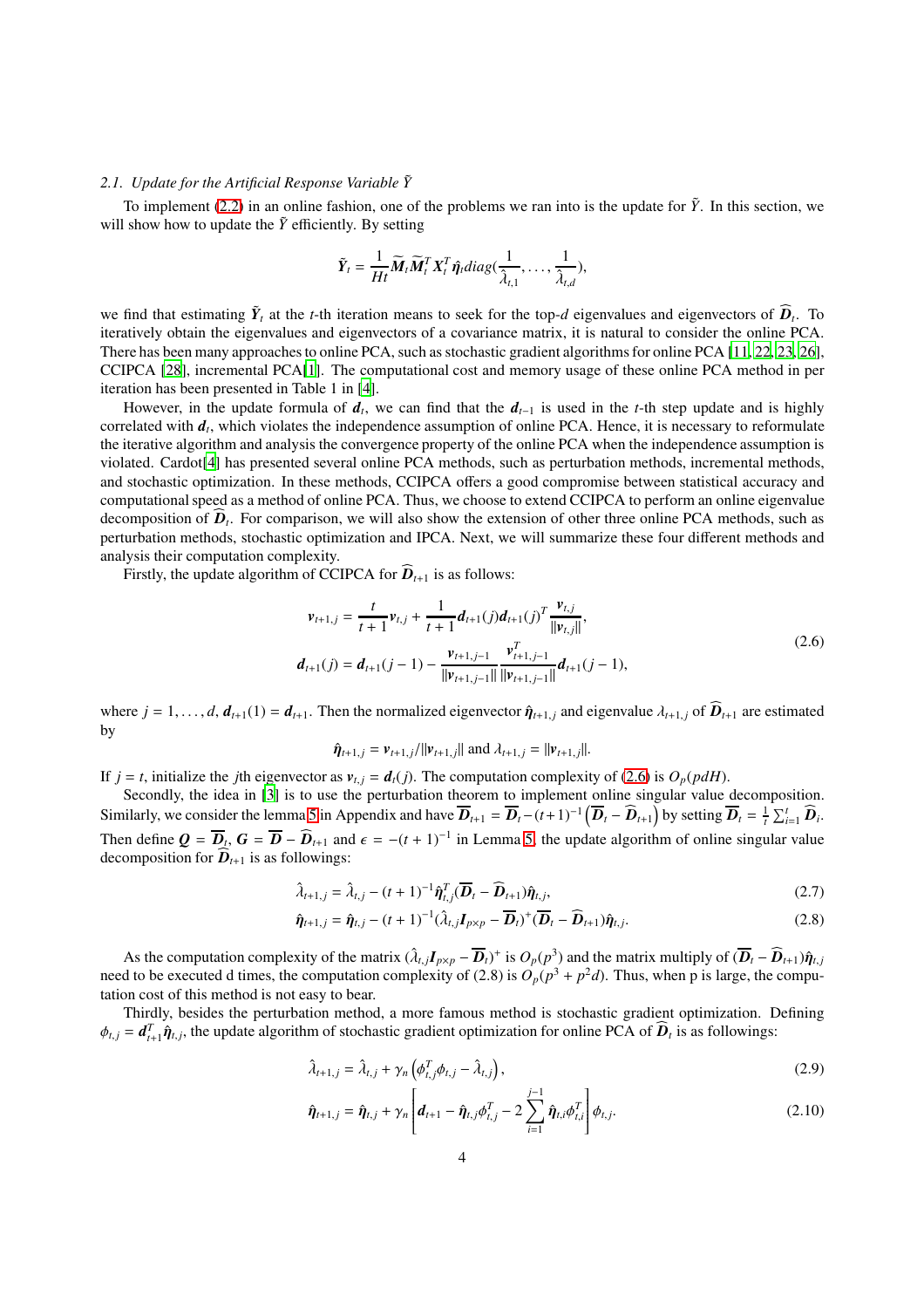### 2.1. Update for the Artificial Response Variable $\tilde{Y}$

To implement (2.2) in an online fashion, one of the problems we ran into is the update for $\tilde{Y}$. In this section, we will show how to update the $\tilde{Y}$ efficiently. By setting

$$\tilde{\boldsymbol{Y}}_t = \frac{1}{Ht}\widetilde{\boldsymbol{M}}_t\widetilde{\boldsymbol{M}}_t^T\boldsymbol{X}_t^T\hat{\boldsymbol{\eta}}_t diag(\frac{1}{\hat{\lambda}_{t,1}}, \ldots, \frac{1}{\hat{\lambda}_{t,d}}),$$

we find that estimating $\tilde{\boldsymbol{Y}}_t$ at the $t$-th iteration means to seek for the top-$d$ eigenvalues and eigenvectors of $\widehat{\boldsymbol{D}}_t$. To iteratively obtain the eigenvalues and eigenvectors of a covariance matrix, it is natural to consider the online PCA. There has been many approaches to online PCA, such as stochastic gradient algorithms for online PCA [11, 22, 23, 26], CCIPCA [28], incremental PCA[1]. The computational cost and memory usage of these online PCA method in per iteration has been presented in Table 1 in [4].

However, in the update formula of $\boldsymbol{d}_t$, we can find that the $\boldsymbol{d}_{t-1}$ is used in the $t$-th step update and is highly correlated with $\boldsymbol{d}_t$, which violates the independence assumption of online PCA. Hence, it is necessary to reformulate the iterative algorithm and analysis the convergence property of the online PCA when the independence assumption is violated. Cardot[4] has presented several online PCA methods, such as perturbation methods, incremental methods, and stochastic optimization. In these methods, CCIPCA offers a good compromise between statistical accuracy and computational speed as a method of online PCA. Thus, we choose to extend CCIPCA to perform an online eigenvalue decomposition of $\widehat{\boldsymbol{D}}_t$. For comparison, we will also show the extension of other three online PCA methods, such as perturbation methods, stochastic optimization and IPCA. Next, we will summarize these four different methods and analysis their computation complexity.

Firstly, the update algorithm of CCIPCA for $\widehat{\boldsymbol{D}}_{t+1}$ is as follows:

$$\begin{aligned}
\boldsymbol{v}_{t+1,j} &= \frac{t}{t+1}\boldsymbol{v}_{t,j} + \frac{1}{t+1}\boldsymbol{d}_{t+1}(j)\boldsymbol{d}_{t+1}(j)^T\frac{\boldsymbol{v}_{t,j}}{\|\boldsymbol{v}_{t,j}\|}, \\
\boldsymbol{d}_{t+1}(j) &= \boldsymbol{d}_{t+1}(j-1) - \frac{\boldsymbol{v}_{t+1,j-1}}{\|\boldsymbol{v}_{t+1,j-1}\|}\frac{\boldsymbol{v}_{t+1,j-1}^T}{\|\boldsymbol{v}_{t+1,j-1}\|}\boldsymbol{d}_{t+1}(j-1),
\end{aligned} \tag{2.6}$$

where $j = 1, \ldots, d$, $\boldsymbol{d}_{t+1}(1) = \boldsymbol{d}_{t+1}$. Then the normalized eigenvector $\hat{\boldsymbol{\eta}}_{t+1,j}$ and eigenvalue $\lambda_{t+1,j}$ of $\widehat{\boldsymbol{D}}_{t+1}$ are estimated by

$$\hat{\boldsymbol{\eta}}_{t+1,j} = \boldsymbol{v}_{t+1,j}/\|\boldsymbol{v}_{t+1,j}\| \text{ and } \lambda_{t+1,j} = \|\boldsymbol{v}_{t+1,j}\|.$$

If $j = t$, initialize the $j$th eigenvector as $\boldsymbol{v}_{t,j} = \boldsymbol{d}_t(j)$. The computation complexity of (2.6) is $O_p(pdH)$.

Secondly, the idea in [3] is to use the perturbation theorem to implement online singular value decomposition. Similarly, we consider the lemma 5 in Appendix and have $\overline{\boldsymbol{D}}_{t+1} = \overline{\boldsymbol{D}}_t - (t+1)^{-1}\left(\overline{\boldsymbol{D}}_t - \widehat{\boldsymbol{D}}_{t+1}\right)$ by setting $\overline{\boldsymbol{D}}_t = \frac{1}{t}\sum_{i=1}^t \widehat{\boldsymbol{D}}_i$. Then define $\boldsymbol{Q} = \overline{\boldsymbol{D}}_t$, $\boldsymbol{G} = \overline{\boldsymbol{D}} - \widehat{\boldsymbol{D}}_{t+1}$ and $\epsilon = -(t+1)^{-1}$ in Lemma 5, the update algorithm of online singular value decomposition for $\widehat{\boldsymbol{D}}_{t+1}$ is as followings:

$$\hat{\lambda}_{t+1,j} = \hat{\lambda}_{t,j} - (t+1)^{-1}\hat{\boldsymbol{\eta}}_{t,j}^T(\overline{\boldsymbol{D}}_t - \widehat{\boldsymbol{D}}_{t+1})\hat{\boldsymbol{\eta}}_{t,j}, \tag{2.7}$$

$$\hat{\boldsymbol{\eta}}_{t+1,j} = \hat{\boldsymbol{\eta}}_{t,j} - (t+1)^{-1}(\hat{\lambda}_{t,j}\boldsymbol{I}_{p\times p} - \overline{\boldsymbol{D}}_t)^+(\overline{\boldsymbol{D}}_t - \widehat{\boldsymbol{D}}_{t+1})\hat{\boldsymbol{\eta}}_{t,j}. \tag{2.8}$$

As the computation complexity of the matrix $(\hat{\lambda}_{t,j}\boldsymbol{I}_{p\times p} - \overline{\boldsymbol{D}}_t)^+$ is $O_p(p^3)$ and the matrix multiply of $(\overline{\boldsymbol{D}}_t - \widehat{\boldsymbol{D}}_{t+1})\hat{\boldsymbol{\eta}}_{t,j}$ need to be executed d times, the computation complexity of (2.8) is $O_p(p^3 + p^2 d)$. Thus, when p is large, the computation cost of this method is not easy to bear.

Thirdly, besides the perturbation method, a more famous method is stochastic gradient optimization. Defining $\phi_{t,j} = \boldsymbol{d}_{t+1}^T\hat{\boldsymbol{\eta}}_{t,j}$, the update algorithm of stochastic gradient optimization for online PCA of $\widehat{\boldsymbol{D}}_t$ is as followings:

$$\hat{\lambda}_{t+1,j} = \hat{\lambda}_{t,j} + \gamma_n\left(\phi_{t,j}^T\phi_{t,j} - \hat{\lambda}_{t,j}\right), \tag{2.9}$$

$$\hat{\boldsymbol{\eta}}_{t+1,j} = \hat{\boldsymbol{\eta}}_{t,j} + \gamma_n\left[\boldsymbol{d}_{t+1} - \hat{\boldsymbol{\eta}}_{t,j}\phi_{t,j}^T - 2\sum_{i=1}^{j-1}\hat{\boldsymbol{\eta}}_{t,i}\phi_{t,i}^T\right]\phi_{t,j}. \tag{2.10}$$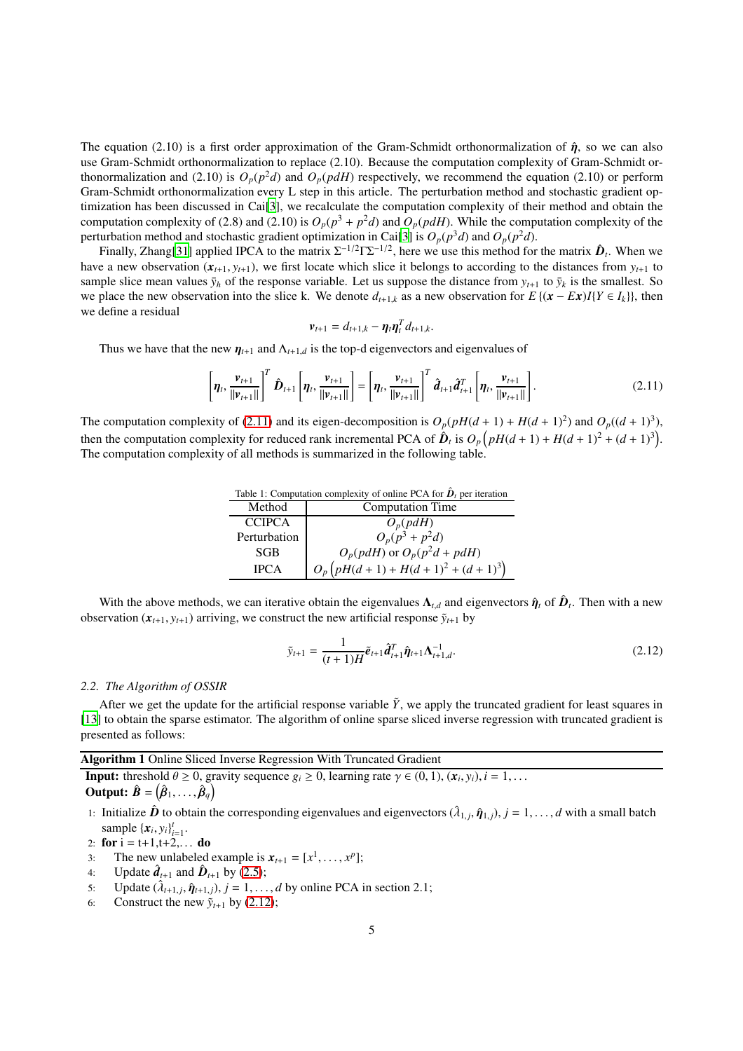The equation (2.10) is a first order approximation of the Gram-Schmidt orthonormalization of $\hat{\boldsymbol{\eta}}$, so we can also use Gram-Schmidt orthonormalization to replace (2.10). Because the computation complexity of Gram-Schmidt orthonormalization and (2.10) is $O_p(p^2d)$ and $O_p(pdH)$ respectively, we recommend the equation (2.10) or perform Gram-Schmidt orthonormalization every L step in this article. The perturbation method and stochastic gradient optimization has been discussed in Cai[3], we recalculate the computation complexity of their method and obtain the computation complexity of (2.8) and (2.10) is $O_p(p^3 + p^2d)$ and $O_p(pdH)$. While the computation complexity of the perturbation method and stochastic gradient optimization in Cai[3] is $O_p(p^3d)$ and $O_p(p^2d)$.

Finally, Zhang[31] applied IPCA to the matrix $\Sigma^{-1/2}\Gamma\Sigma^{-1/2}$, here we use this method for the matrix $\hat{\boldsymbol{D}}_t$. When we have a new observation $(\boldsymbol{x}_{t+1}, y_{t+1})$, we first locate which slice it belongs to according to the distances from $y_{t+1}$ to sample slice mean values $\bar{y}_h$ of the response variable. Let us suppose the distance from $y_{t+1}$ to $\bar{y}_k$ is the smallest. So we place the new observation into the slice k. We denote $d_{t+1,k}$ as a new observation for $E\{(\boldsymbol{x} - E\boldsymbol{x})I\{Y \in I_k\}\}$, then we define a residual

$$\boldsymbol{v}_{t+1} = d_{t+1,k} - \boldsymbol{\eta}_t \boldsymbol{\eta}_t^T d_{t+1,k}.$$

Thus we have that the new $\boldsymbol{\eta}_{t+1}$ and $\Lambda_{t+1,d}$ is the top-d eigenvectors and eigenvalues of

$$\left[\boldsymbol{\eta}_t, \frac{\boldsymbol{v}_{t+1}}{\|\boldsymbol{v}_{t+1}\|}\right]^T \hat{\boldsymbol{D}}_{t+1} \left[\boldsymbol{\eta}_t, \frac{\boldsymbol{v}_{t+1}}{\|\boldsymbol{v}_{t+1}\|}\right] = \left[\boldsymbol{\eta}_t, \frac{\boldsymbol{v}_{t+1}}{\|\boldsymbol{v}_{t+1}\|}\right]^T \hat{\boldsymbol{d}}_{t+1} \hat{\boldsymbol{d}}_{t+1}^T \left[\boldsymbol{\eta}_t, \frac{\boldsymbol{v}_{t+1}}{\|\boldsymbol{v}_{t+1}\|}\right]. \tag{2.11}$$

The computation complexity of (2.11) and its eigen-decomposition is $O_p(pH(d+1) + H(d+1)^2)$ and $O_p((d+1)^3)$, then the computation complexity for reduced rank incremental PCA of $\hat{\boldsymbol{D}}_t$ is $O_p\left(pH(d+1) + H(d+1)^2 + (d+1)^3\right)$. The computation complexity of all methods is summarized in the following table.

Table 1: Computation complexity of online PCA for $\hat{\boldsymbol{D}}_t$ per iteration

| Method | Computation Time |
|---|---|
| CCIPCA | $O_p(pdH)$ |
| Perturbation | $O_p(p^3 + p^2d)$ |
| SGB | $O_p(pdH)$ or $O_p(p^2d + pdH)$ |
| IPCA | $O_p\left(pH(d+1) + H(d+1)^2 + (d+1)^3\right)$ |

With the above methods, we can iterative obtain the eigenvalues $\boldsymbol{\Lambda}_{t,d}$ and eigenvectors $\hat{\boldsymbol{\eta}}_t$ of $\hat{\boldsymbol{D}}_t$. Then with a new observation $(\boldsymbol{x}_{t+1}, y_{t+1})$ arriving, we construct the new artificial response $\tilde{y}_{t+1}$ by

$$\tilde{y}_{t+1} = \frac{1}{(t+1)H} \tilde{\boldsymbol{e}}_{t+1} \hat{\boldsymbol{d}}_{t+1}^T \hat{\boldsymbol{\eta}}_{t+1} \boldsymbol{\Lambda}_{t+1,d}^{-1}. \tag{2.12}$$

### 2.2. The Algorithm of OSSIR

After we get the update for the artificial response variable $\tilde{Y}$, we apply the truncated gradient for least squares in [13] to obtain the sparse estimator. The algorithm of online sparse sliced inverse regression with truncated gradient is presented as follows:

**Algorithm 1** Online Sliced Inverse Regression With Truncated Gradient

**Input:** threshold $\theta \geq 0$, gravity sequence $g_i \geq 0$, learning rate $\gamma \in (0, 1)$, $(\boldsymbol{x}_i, y_i), i = 1, \ldots$
**Output:** $\hat{\boldsymbol{B}} = \left(\hat{\boldsymbol{\beta}}_1, \ldots, \hat{\boldsymbol{\beta}}_q\right)$

1: Initialize $\hat{\boldsymbol{D}}$ to obtain the corresponding eigenvalues and eigenvectors $(\hat{\lambda}_{1,j}, \hat{\boldsymbol{\eta}}_{1,j}), j = 1, \ldots, d$ with a small batch sample $\{\boldsymbol{x}_i, y_i\}_{i=1}^t$.
2: **for** i = t+1,t+2,... **do**
3: The new unlabeled example is $\boldsymbol{x}_{t+1} = [x^1, \ldots, x^p]$;
4: Update $\hat{\boldsymbol{d}}_{t+1}$ and $\hat{\boldsymbol{D}}_{t+1}$ by (2.5);
5: Update $(\hat{\lambda}_{t+1,j}, \hat{\boldsymbol{\eta}}_{t+1,j}), j = 1, \ldots, d$ by online PCA in section 2.1;
6: Construct the new $\tilde{y}_{t+1}$ by (2.12);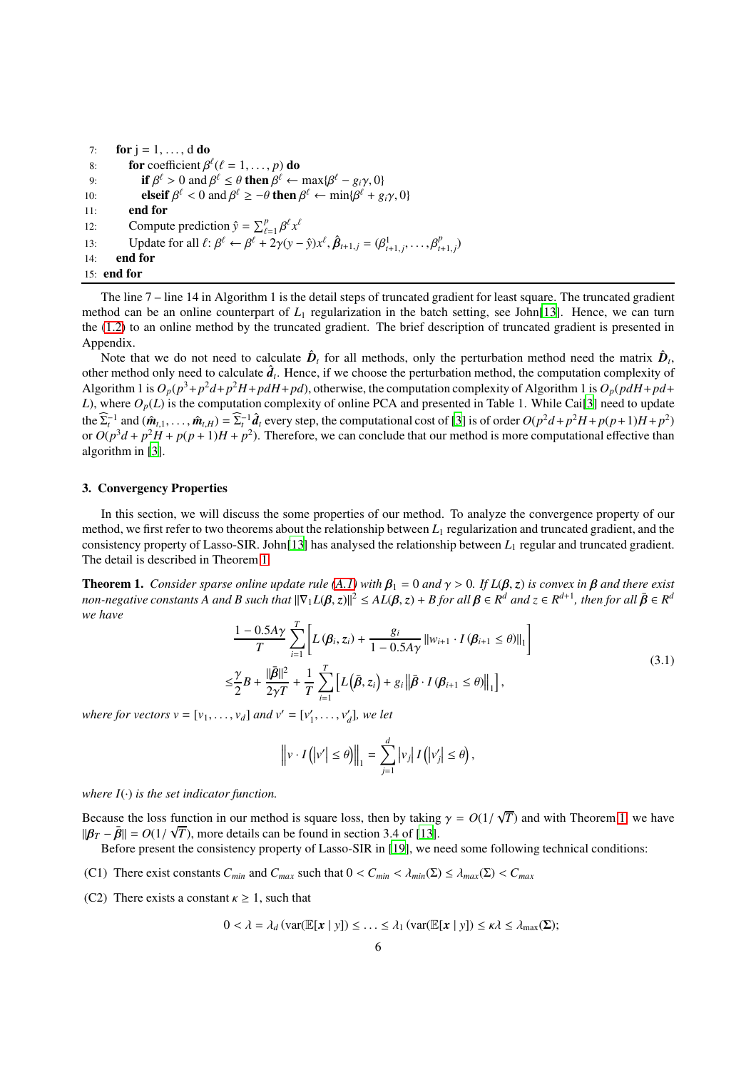```
7:    for j = 1, ..., d do
8:       for coefficient β^ℓ (ℓ = 1, ..., p) do
9:          if β^ℓ > 0 and β^ℓ ≤ θ then β^ℓ ← max{β^ℓ − g_i γ, 0}
10:         elseif β^ℓ < 0 and β^ℓ ≥ −θ then β^ℓ ← min{β^ℓ + g_i γ, 0}
11:      end for
12:      Compute prediction ŷ = Σ_{ℓ=1}^p β^ℓ x^ℓ
13:      Update for all ℓ: β^ℓ ← β^ℓ + 2γ(y − ŷ)x^ℓ, β̂_{t+1,j} = (β^1_{t+1,j}, ..., β^p_{t+1,j})
14:   end for
15: end for
```

The line 7 – line 14 in Algorithm 1 is the detail steps of truncated gradient for least square. The truncated gradient method can be an online counterpart of $L_1$ regularization in the batch setting, see John[13]. Hence, we can turn the (1.2) to an online method by the truncated gradient. The brief description of truncated gradient is presented in Appendix.

Note that we do not need to calculate $\hat{\boldsymbol{D}}_t$ for all methods, only the perturbation method need the matrix $\hat{\boldsymbol{D}}_t$, other method only need to calculate $\hat{\boldsymbol{d}}_t$. Hence, if we choose the perturbation method, the computation complexity of Algorithm 1 is $O_p(p^3+p^2d+p^2H+pdH+pd)$, otherwise, the computation complexity of Algorithm 1 is $O_p(pdH+pd+L)$, where $O_p(L)$ is the computation complexity of online PCA and presented in Table 1. While Cai[3] need to update the $\widehat{\Sigma}_t^{-1}$ and $(\hat{\boldsymbol{m}}_{t,1},\ldots,\hat{\boldsymbol{m}}_{t,H}) = \widehat{\Sigma}_t^{-1}\hat{\boldsymbol{d}}_t$ every step, the computational cost of [3] is of order $O(p^2d+p^2H+p(p+1)H+p^2)$ or $O(p^3d+p^2H+p(p+1)H+p^2)$. Therefore, we can conclude that our method is more computational effective than algorithm in [3].

## 3. Convergency Properties

In this section, we will discuss the some properties of our method. To analyze the convergence property of our method, we first refer to two theorems about the relationship between $L_1$ regularization and truncated gradient, and the consistency property of Lasso-SIR. John[13] has analysed the relationship between $L_1$ regular and truncated gradient. The detail is described in Theorem 1.

**Theorem 1.** *Consider sparse online update rule (A.1) with $\boldsymbol{\beta}_1 = 0$ and $\gamma > 0$. If $L(\boldsymbol{\beta}, z)$ is convex in $\boldsymbol{\beta}$ and there exist non-negative constants A and B such that $\|\nabla_1 L(\boldsymbol{\beta}, z)\|^2 \leq AL(\boldsymbol{\beta}, z) + B$ for all $\boldsymbol{\beta} \in R^d$ and $z \in R^{d+1}$, then for all $\bar{\boldsymbol{\beta}} \in R^d$ we have*

$$
\begin{aligned}
&\frac{1-0.5A\gamma}{T}\sum_{i=1}^{T}\left[L\left(\boldsymbol{\beta}_i, z_i\right) + \frac{g_i}{1-0.5A\gamma}\left\|w_{i+1}\cdot I\left(\boldsymbol{\beta}_{i+1}\leq\theta\right)\right\|_1\right] \\
\leq&\frac{\gamma}{2}B + \frac{\|\bar{\boldsymbol{\beta}}\|^2}{2\gamma T} + \frac{1}{T}\sum_{i=1}^{T}\left[L\left(\bar{\boldsymbol{\beta}}, z_i\right) + g_i\left\|\bar{\boldsymbol{\beta}}\cdot I\left(\boldsymbol{\beta}_{i+1}\leq\theta\right)\right\|_1\right],
\end{aligned}
\tag{3.1}
$$

*where for vectors $v = [v_1, \ldots, v_d]$ and $v' = [v'_1, \ldots, v'_d]$, we let*

$$
\left\|v\cdot I\left(\left|v'\right|\leq\theta\right)\right\|_1 = \sum_{j=1}^{d}\left|v_j\right| I\left(\left|v'_j\right|\leq\theta\right),
$$

*where $I(\cdot)$ is the set indicator function.*

Because the loss function in our method is square loss, then by taking $\gamma = O(1/\sqrt{T})$ and with Theorem 1, we have $\|\boldsymbol{\beta}_T - \bar{\boldsymbol{\beta}}\| = O(1/\sqrt{T})$, more details can be found in section 3.4 of [13].

Before present the consistency property of Lasso-SIR in [19], we need some following technical conditions:

(C1) There exist constants $C_{min}$ and $C_{max}$ such that $0 < C_{min} < \lambda_{min}(\Sigma) \leq \lambda_{max}(\Sigma) < C_{max}$

(C2) There exists a constant $\kappa \geq 1$, such that

$$
0 < \lambda = \lambda_d\left(\mathrm{var}(\mathbb{E}[\boldsymbol{x} \mid y]\right) \leq \ldots \leq \lambda_1\left(\mathrm{var}(\mathbb{E}[\boldsymbol{x} \mid y]\right) \leq \kappa\lambda \leq \lambda_{\max}(\boldsymbol{\Sigma});
$$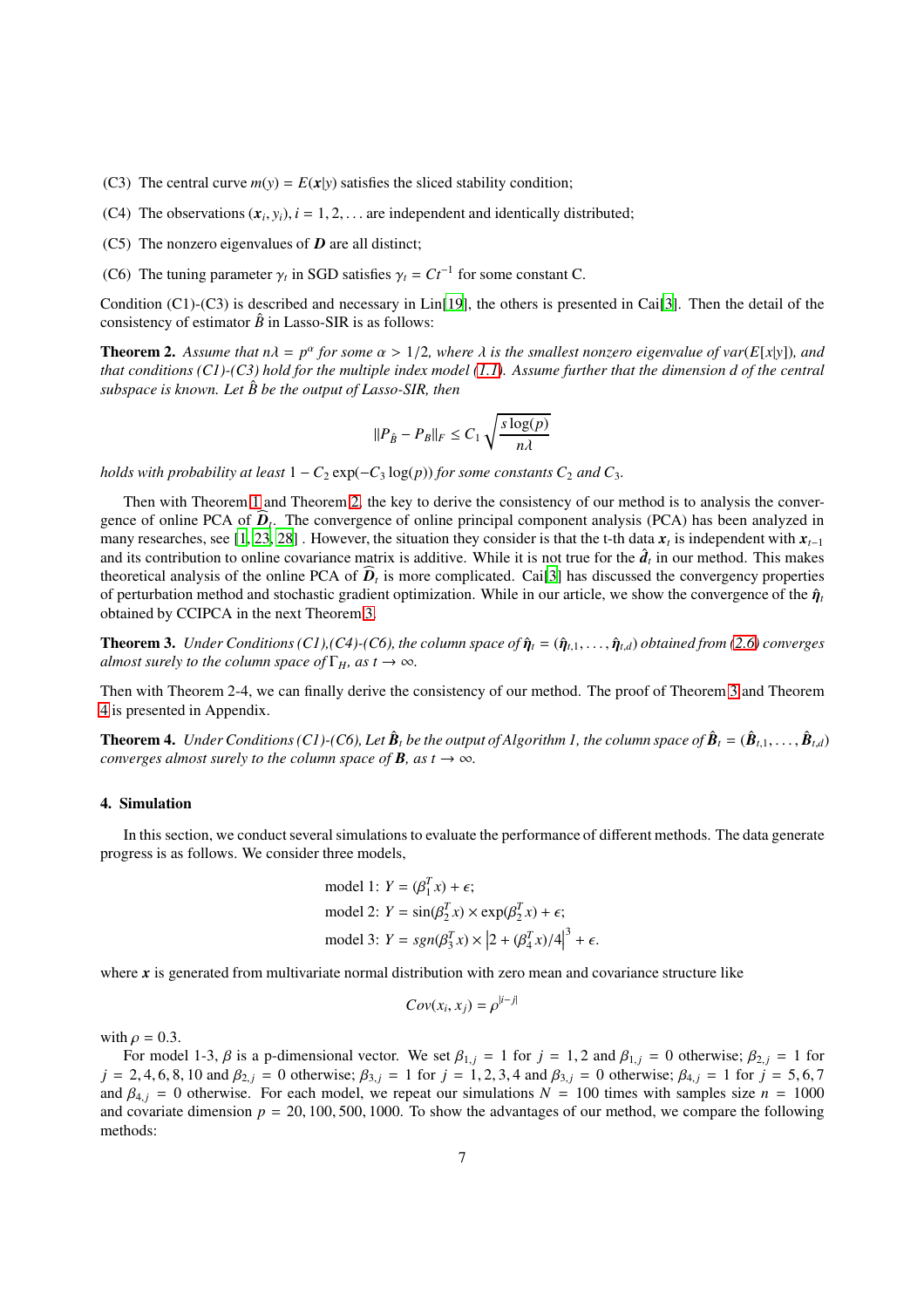(C3) The central curve $m(y) = E(\boldsymbol{x}|y)$ satisfies the sliced stability condition;

(C4) The observations $(\boldsymbol{x}_i, y_i), i = 1, 2, \ldots$ are independent and identically distributed;

(C5) The nonzero eigenvalues of $\boldsymbol{D}$ are all distinct;

(C6) The tuning parameter $\gamma_t$ in SGD satisfies $\gamma_t = Ct^{-1}$ for some constant C.

Condition (C1)-(C3) is described and necessary in Lin[19], the others is presented in Cai[3]. Then the detail of the consistency of estimator $\hat{B}$ in Lasso-SIR is as follows:

**Theorem 2.** *Assume that $n\lambda = p^{\alpha}$ for some $\alpha > 1/2$, where $\lambda$ is the smallest nonzero eigenvalue of $var(E[x|y])$, and that conditions (C1)-(C3) hold for the multiple index model (1.1). Assume further that the dimension d of the central subspace is known. Let $\hat{B}$ be the output of Lasso-SIR, then*

$$\|P_{\hat{B}} - P_B\|_F \leq C_1 \sqrt{\frac{s\log(p)}{n\lambda}}$$

*holds with probability at least $1 - C_2\exp(-C_3\log(p))$ for some constants $C_2$ and $C_3$.*

Then with Theorem 1 and Theorem 2, the key to derive the consistency of our method is to analysis the convergence of online PCA of $\widehat{\boldsymbol{D}}_t$. The convergence of online principal component analysis (PCA) has been analyzed in many researches, see [1, 23, 28] . However, the situation they consider is that the t-th data $\boldsymbol{x}_t$ is independent with $\boldsymbol{x}_{t-1}$ and its contribution to online covariance matrix is additive. While it is not true for the $\hat{\boldsymbol{d}}_t$ in our method. This makes theoretical analysis of the online PCA of $\widehat{\boldsymbol{D}}_t$ is more complicated. Cai[3] has discussed the convergency properties of perturbation method and stochastic gradient optimization. While in our article, we show the convergence of the $\hat{\boldsymbol{\eta}}_t$ obtained by CCIPCA in the next Theorem 3.

**Theorem 3.** *Under Conditions (C1),(C4)-(C6), the column space of $\hat{\boldsymbol{\eta}}_t = (\hat{\boldsymbol{\eta}}_{t,1}, \ldots, \hat{\boldsymbol{\eta}}_{t,d})$ obtained from (2.6) converges almost surely to the column space of $\Gamma_H$, as $t \to \infty$.*

Then with Theorem 2-4, we can finally derive the consistency of our method. The proof of Theorem 3 and Theorem 4 is presented in Appendix.

**Theorem 4.** *Under Conditions (C1)-(C6), Let $\hat{\boldsymbol{B}}_t$ be the output of Algorithm 1, the column space of $\hat{\boldsymbol{B}}_t = (\hat{\boldsymbol{B}}_{t,1}, \ldots, \hat{\boldsymbol{B}}_{t,d})$ converges almost surely to the column space of $\boldsymbol{B}$, as $t \to \infty$.*

## 4. Simulation

In this section, we conduct several simulations to evaluate the performance of different methods. The data generate progress is as follows. We consider three models,

$$\text{model 1: } Y = (\beta_1^T x) + \epsilon;$$
$$\text{model 2: } Y = \sin(\beta_2^T x) \times \exp(\beta_2^T x) + \epsilon;$$
$$\text{model 3: } Y = sgn(\beta_3^T x) \times \left|2 + (\beta_4^T x)/4\right|^3 + \epsilon.$$

where $\boldsymbol{x}$ is generated from multivariate normal distribution with zero mean and covariance structure like

$$Cov(x_i, x_j) = \rho^{|i-j|}$$

with $\rho = 0.3$.

For model 1-3, $\beta$ is a p-dimensional vector. We set $\beta_{1,j} = 1$ for $j = 1, 2$ and $\beta_{1,j} = 0$ otherwise; $\beta_{2,j} = 1$ for $j = 2, 4, 6, 8, 10$ and $\beta_{2,j} = 0$ otherwise; $\beta_{3,j} = 1$ for $j = 1, 2, 3, 4$ and $\beta_{3,j} = 0$ otherwise; $\beta_{4,j} = 1$ for $j = 5, 6, 7$ and $\beta_{4,j} = 0$ otherwise. For each model, we repeat our simulations $N = 100$ times with samples size $n = 1000$ and covariate dimension $p = 20, 100, 500, 1000$. To show the advantages of our method, we compare the following methods: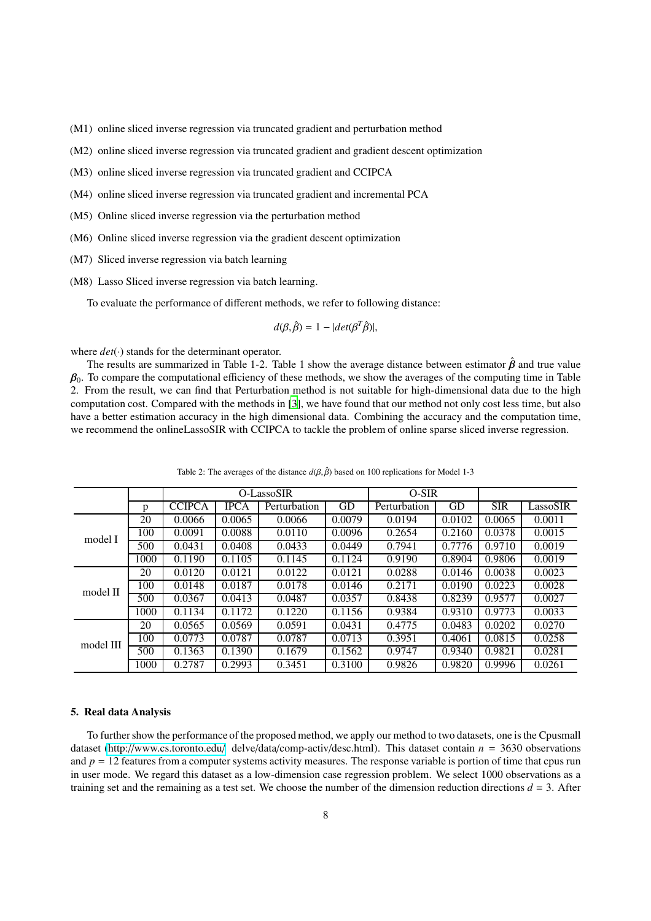(M1) online sliced inverse regression via truncated gradient and perturbation method

(M2) online sliced inverse regression via truncated gradient and gradient descent optimization

(M3) online sliced inverse regression via truncated gradient and CCIPCA

(M4) online sliced inverse regression via truncated gradient and incremental PCA

(M5) Online sliced inverse regression via the perturbation method

(M6) Online sliced inverse regression via the gradient descent optimization

(M7) Sliced inverse regression via batch learning

(M8) Lasso Sliced inverse regression via batch learning.

To evaluate the performance of different methods, we refer to following distance:

$$d(\beta, \hat{\beta}) = 1 - |det(\beta^T \hat{\beta})|,$$

where $det(\cdot)$ stands for the determinant operator.

The results are summarized in Table 1-2. Table 1 show the average distance between estimator $\hat{\boldsymbol{\beta}}$ and true value $\boldsymbol{\beta}_0$. To compare the computational efficiency of these methods, we show the averages of the computing time in Table 2. From the result, we can find that Perturbation method is not suitable for high-dimensional data due to the high computation cost. Compared with the methods in [3], we have found that our method not only cost less time, but also have a better estimation accuracy in the high dimensional data. Combining the accuracy and the computation time, we recommend the onlineLassoSIR with CCIPCA to tackle the problem of online sparse sliced inverse regression.

Table 2: The averages of the distance $d(\beta, \hat{\beta})$ based on 100 replications for Model 1-3

| | | O-LassoSIR | | | | O-SIR | | | |
|---|---|---|---|---|---|---|---|---|---|
| | p | CCIPCA | IPCA | Perturbation | GD | Perturbation | GD | SIR | LassoSIR |
| model I | 20 | 0.0066 | 0.0065 | 0.0066 | 0.0079 | 0.0194 | 0.0102 | 0.0065 | 0.0011 |
| | 100 | 0.0091 | 0.0088 | 0.0110 | 0.0096 | 0.2654 | 0.2160 | 0.0378 | 0.0015 |
| | 500 | 0.0431 | 0.0408 | 0.0433 | 0.0449 | 0.7941 | 0.7776 | 0.9710 | 0.0019 |
| | 1000 | 0.1190 | 0.1105 | 0.1145 | 0.1124 | 0.9190 | 0.8904 | 0.9806 | 0.0019 |
| model II | 20 | 0.0120 | 0.0121 | 0.0122 | 0.0121 | 0.0288 | 0.0146 | 0.0038 | 0.0023 |
| | 100 | 0.0148 | 0.0187 | 0.0178 | 0.0146 | 0.2171 | 0.0190 | 0.0223 | 0.0028 |
| | 500 | 0.0367 | 0.0413 | 0.0487 | 0.0357 | 0.8438 | 0.8239 | 0.9577 | 0.0027 |
| | 1000 | 0.1134 | 0.1172 | 0.1220 | 0.1156 | 0.9384 | 0.9310 | 0.9773 | 0.0033 |
| model III | 20 | 0.0565 | 0.0569 | 0.0591 | 0.0431 | 0.4775 | 0.0483 | 0.0202 | 0.0270 |
| | 100 | 0.0773 | 0.0787 | 0.0787 | 0.0713 | 0.3951 | 0.4061 | 0.0815 | 0.0258 |
| | 500 | 0.1363 | 0.1390 | 0.1679 | 0.1562 | 0.9747 | 0.9340 | 0.9821 | 0.0281 |
| | 1000 | 0.2787 | 0.2993 | 0.3451 | 0.3100 | 0.9826 | 0.9820 | 0.9996 | 0.0261 |

## 5. Real data Analysis

To further show the performance of the proposed method, we apply our method to two datasets, one is the Cpusmall dataset (http://www.cs.toronto.edu/ delve/data/comp-activ/desc.html). This dataset contain $n = 3630$ observations and $p = 12$ features from a computer systems activity measures. The response variable is portion of time that cpus run in user mode. We regard this dataset as a low-dimension case regression problem. We select 1000 observations as a training set and the remaining as a test set. We choose the number of the dimension reduction directions $d = 3$. After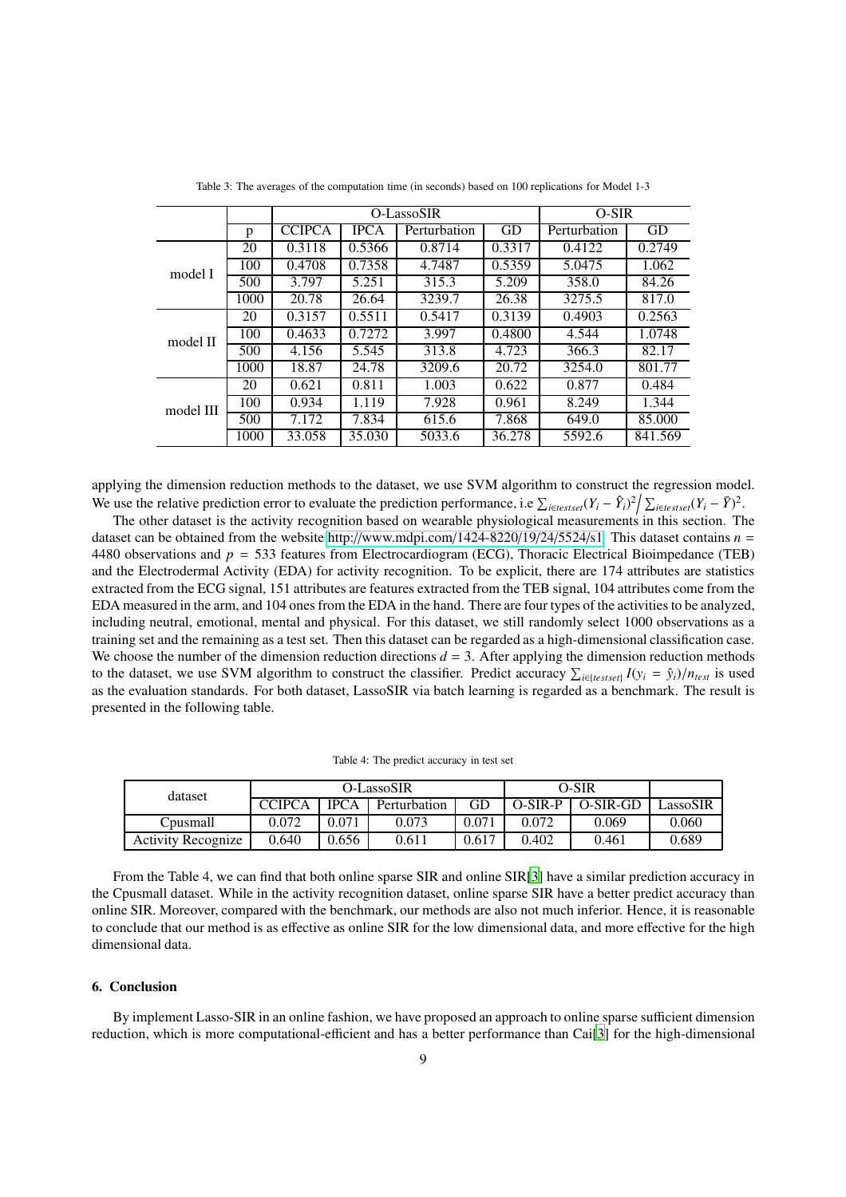Table 3: The averages of the computation time (in seconds) based on 100 replications for Model 1-3

| | | O-LassoSIR | | | | O-SIR | |
|---|---|---|---|---|---|---|---|
| | p | CCIPCA | IPCA | Perturbation | GD | Perturbation | GD |
| model I | 20 | 0.3118 | 0.5366 | 0.8714 | 0.3317 | 0.4122 | 0.2749 |
| | 100 | 0.4708 | 0.7358 | 4.7487 | 0.5359 | 5.0475 | 1.062 |
| | 500 | 3.797 | 5.251 | 315.3 | 5.209 | 358.0 | 84.26 |
| | 1000 | 20.78 | 26.64 | 3239.7 | 26.38 | 3275.5 | 817.0 |
| model II | 20 | 0.3157 | 0.5511 | 0.5417 | 0.3139 | 0.4903 | 0.2563 |
| | 100 | 0.4633 | 0.7272 | 3.997 | 0.4800 | 4.544 | 1.0748 |
| | 500 | 4.156 | 5.545 | 313.8 | 4.723 | 366.3 | 82.17 |
| | 1000 | 18.87 | 24.78 | 3209.6 | 20.72 | 3254.0 | 801.77 |
| model III | 20 | 0.621 | 0.811 | 1.003 | 0.622 | 0.877 | 0.484 |
| | 100 | 0.934 | 1.119 | 7.928 | 0.961 | 8.249 | 1.344 |
| | 500 | 7.172 | 7.834 | 615.6 | 7.868 | 649.0 | 85.000 |
| | 1000 | 33.058 | 35.030 | 5033.6 | 36.278 | 5592.6 | 841.569 |

applying the dimension reduction methods to the dataset, we use SVM algorithm to construct the regression model. We use the relative prediction error to evaluate the prediction performance, i.e $\sum_{i\in testset}(Y_i - \hat{Y}_i)^2 \big/ \sum_{i\in testset}(Y_i - \bar{Y})^2$.

The other dataset is the activity recognition based on wearable physiological measurements in this section. The dataset can be obtained from the website http://www.mdpi.com/1424-8220/19/24/5524/s1. This dataset contains $n = 4480$ observations and $p = 533$ features from Electrocardiogram (ECG), Thoracic Electrical Bioimpedance (TEB) and the Electrodermal Activity (EDA) for activity recognition. To be explicit, there are 174 attributes are statistics extracted from the ECG signal, 151 attributes are features extracted from the TEB signal, 104 attributes come from the EDA measured in the arm, and 104 ones from the EDA in the hand. There are four types of the activities to be analyzed, including neutral, emotional, mental and physical. For this dataset, we still randomly select 1000 observations as a training set and the remaining as a test set. Then this dataset can be regarded as a high-dimensional classification case. We choose the number of the dimension reduction directions $d = 3$. After applying the dimension reduction methods to the dataset, we use SVM algorithm to construct the classifier. Predict accuracy $\sum_{i\in\{testset\}} I(y_i = \hat{y}_i)/n_{test}$ is used as the evaluation standards. For both dataset, LassoSIR via batch learning is regarded as a benchmark. The result is presented in the following table.

Table 4: The predict accuracy in test set

| dataset | O-LassoSIR | | | | O-SIR | | |
|---|---|---|---|---|---|---|---|
| | CCIPCA | IPCA | Perturbation | GD | O-SIR-P | O-SIR-GD | LassoSIR |
| Cpusmall | 0.072 | 0.071 | 0.073 | 0.071 | 0.072 | 0.069 | 0.060 |
| Activity Recognize | 0.640 | 0.656 | 0.611 | 0.617 | 0.402 | 0.461 | 0.689 |

From the Table 4, we can find that both online sparse SIR and online SIR[3] have a similar prediction accuracy in the Cpusmall dataset. While in the activity recognition dataset, online sparse SIR have a better predict accuracy than online SIR. Moreover, compared with the benchmark, our methods are also not much inferior. Hence, it is reasonable to conclude that our method is as effective as online SIR for the low dimensional data, and more effective for the high dimensional data.

## 6. Conclusion

By implement Lasso-SIR in an online fashion, we have proposed an approach to online sparse sufficient dimension reduction, which is more computational-efficient and has a better performance than Cai[3] for the high-dimensional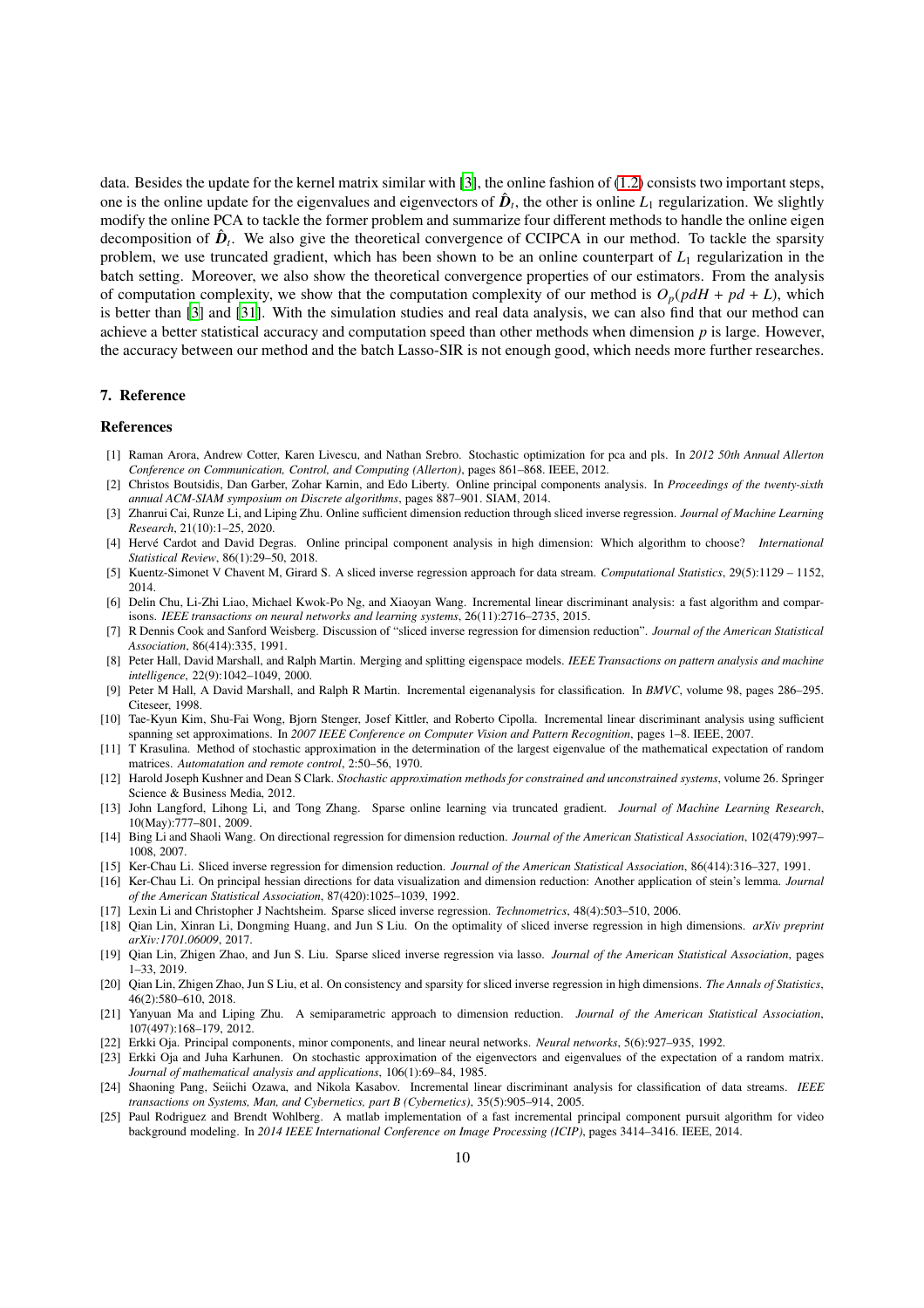data. Besides the update for the kernel matrix similar with [3], the online fashion of (1.2) consists two important steps, one is the online update for the eigenvalues and eigenvectors of $\hat{\boldsymbol{D}}_t$, the other is online $L_1$ regularization. We slightly modify the online PCA to tackle the former problem and summarize four different methods to handle the online eigen decomposition of $\hat{\boldsymbol{D}}_t$. We also give the theoretical convergence of CCIPCA in our method. To tackle the sparsity problem, we use truncated gradient, which has been shown to be an online counterpart of $L_1$ regularization in the batch setting. Moreover, we also show the theoretical convergence properties of our estimators. From the analysis of computation complexity, we show that the computation complexity of our method is $O_p(pdH + pd + L)$, which is better than [3] and [31]. With the simulation studies and real data analysis, we can also find that our method can achieve a better statistical accuracy and computation speed than other methods when dimension $p$ is large. However, the accuracy between our method and the batch Lasso-SIR is not enough good, which needs more further researches.

## 7. Reference

## References

[1] Raman Arora, Andrew Cotter, Karen Livescu, and Nathan Srebro. Stochastic optimization for pca and pls. In *2012 50th Annual Allerton Conference on Communication, Control, and Computing (Allerton)*, pages 861–868. IEEE, 2012.

[2] Christos Boutsidis, Dan Garber, Zohar Karnin, and Edo Liberty. Online principal components analysis. In *Proceedings of the twenty-sixth annual ACM-SIAM symposium on Discrete algorithms*, pages 887–901. SIAM, 2014.

[3] Zhanrui Cai, Runze Li, and Liping Zhu. Online sufficient dimension reduction through sliced inverse regression. *Journal of Machine Learning Research*, 21(10):1–25, 2020.

[4] Hervé Cardot and David Degras. Online principal component analysis in high dimension: Which algorithm to choose? *International Statistical Review*, 86(1):29–50, 2018.

[5] Kuentz-Simonet V Chavent M, Girard S. A sliced inverse regression approach for data stream. *Computational Statistics*, 29(5):1129 – 1152, 2014.

[6] Delin Chu, Li-Zhi Liao, Michael Kwok-Po Ng, and Xiaoyan Wang. Incremental linear discriminant analysis: a fast algorithm and comparisons. *IEEE transactions on neural networks and learning systems*, 26(11):2716–2735, 2015.

[7] R Dennis Cook and Sanford Weisberg. Discussion of "sliced inverse regression for dimension reduction". *Journal of the American Statistical Association*, 86(414):335, 1991.

[8] Peter Hall, David Marshall, and Ralph Martin. Merging and splitting eigenspace models. *IEEE Transactions on pattern analysis and machine intelligence*, 22(9):1042–1049, 2000.

[9] Peter M Hall, A David Marshall, and Ralph R Martin. Incremental eigenanalysis for classification. In *BMVC*, volume 98, pages 286–295. Citeseer, 1998.

[10] Tae-Kyun Kim, Shu-Fai Wong, Bjorn Stenger, Josef Kittler, and Roberto Cipolla. Incremental linear discriminant analysis using sufficient spanning set approximations. In *2007 IEEE Conference on Computer Vision and Pattern Recognition*, pages 1–8. IEEE, 2007.

[11] T Krasulina. Method of stochastic approximation in the determination of the largest eigenvalue of the mathematical expectation of random matrices. *Automatation and remote control*, 2:50–56, 1970.

[12] Harold Joseph Kushner and Dean S Clark. *Stochastic approximation methods for constrained and unconstrained systems*, volume 26. Springer Science & Business Media, 2012.

[13] John Langford, Lihong Li, and Tong Zhang. Sparse online learning via truncated gradient. *Journal of Machine Learning Research*, 10(May):777–801, 2009.

[14] Bing Li and Shaoli Wang. On directional regression for dimension reduction. *Journal of the American Statistical Association*, 102(479):997–1008, 2007.

[15] Ker-Chau Li. Sliced inverse regression for dimension reduction. *Journal of the American Statistical Association*, 86(414):316–327, 1991.

[16] Ker-Chau Li. On principal hessian directions for data visualization and dimension reduction: Another application of stein's lemma. *Journal of the American Statistical Association*, 87(420):1025–1039, 1992.

[17] Lexin Li and Christopher J Nachtsheim. Sparse sliced inverse regression. *Technometrics*, 48(4):503–510, 2006.

[18] Qian Lin, Xinran Li, Dongming Huang, and Jun S Liu. On the optimality of sliced inverse regression in high dimensions. *arXiv preprint arXiv:1701.06009*, 2017.

[19] Qian Lin, Zhigen Zhao, and Jun S. Liu. Sparse sliced inverse regression via lasso. *Journal of the American Statistical Association*, pages 1–33, 2019.

[20] Qian Lin, Zhigen Zhao, Jun S Liu, et al. On consistency and sparsity for sliced inverse regression in high dimensions. *The Annals of Statistics*, 46(2):580–610, 2018.

[21] Yanyuan Ma and Liping Zhu. A semiparametric approach to dimension reduction. *Journal of the American Statistical Association*, 107(497):168–179, 2012.

[22] Erkki Oja. Principal components, minor components, and linear neural networks. *Neural networks*, 5(6):927–935, 1992.

[23] Erkki Oja and Juha Karhunen. On stochastic approximation of the eigenvectors and eigenvalues of the expectation of a random matrix. *Journal of mathematical analysis and applications*, 106(1):69–84, 1985.

[24] Shaoning Pang, Seiichi Ozawa, and Nikola Kasabov. Incremental linear discriminant analysis for classification of data streams. *IEEE transactions on Systems, Man, and Cybernetics, part B (Cybernetics)*, 35(5):905–914, 2005.

[25] Paul Rodriguez and Brendt Wohlberg. A matlab implementation of a fast incremental principal component pursuit algorithm for video background modeling. In *2014 IEEE International Conference on Image Processing (ICIP)*, pages 3414–3416. IEEE, 2014.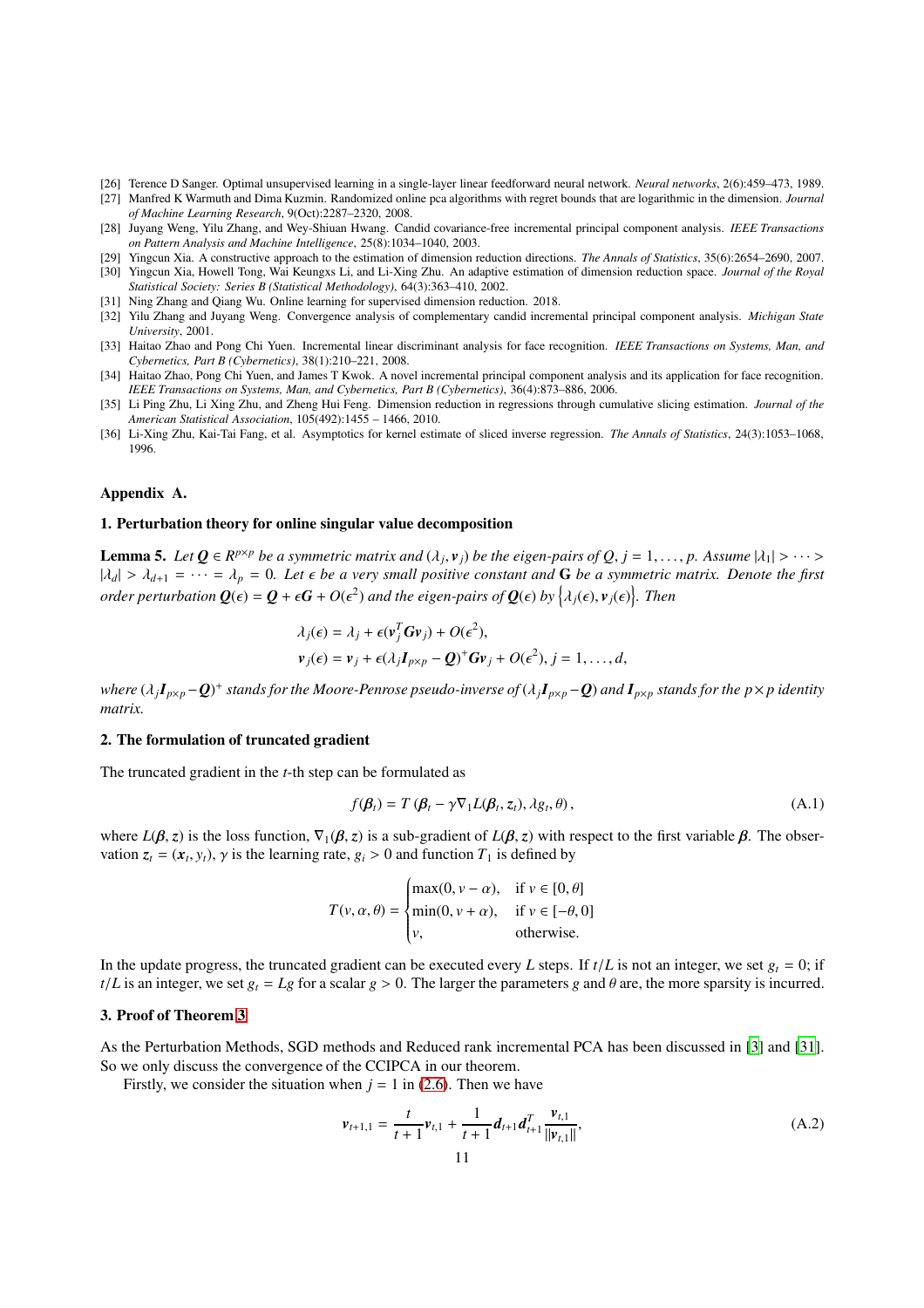[26] Terence D Sanger. Optimal unsupervised learning in a single-layer linear feedforward neural network. *Neural networks*, 2(6):459–473, 1989.

[27] Manfred K Warmuth and Dima Kuzmin. Randomized online pca algorithms with regret bounds that are logarithmic in the dimension. *Journal of Machine Learning Research*, 9(Oct):2287–2320, 2008.

[28] Juyang Weng, Yilu Zhang, and Wey-Shiuan Hwang. Candid covariance-free incremental principal component analysis. *IEEE Transactions on Pattern Analysis and Machine Intelligence*, 25(8):1034–1040, 2003.

[29] Yingcun Xia. A constructive approach to the estimation of dimension reduction directions. *The Annals of Statistics*, 35(6):2654–2690, 2007.

[30] Yingcun Xia, Howell Tong, Wai Keungxs Li, and Li-Xing Zhu. An adaptive estimation of dimension reduction space. *Journal of the Royal Statistical Society: Series B (Statistical Methodology)*, 64(3):363–410, 2002.

[31] Ning Zhang and Qiang Wu. Online learning for supervised dimension reduction. 2018.

[32] Yilu Zhang and Juyang Weng. Convergence analysis of complementary candid incremental principal component analysis. *Michigan State University*, 2001.

[33] Haitao Zhao and Pong Chi Yuen. Incremental linear discriminant analysis for face recognition. *IEEE Transactions on Systems, Man, and Cybernetics, Part B (Cybernetics)*, 38(1):210–221, 2008.

[34] Haitao Zhao, Pong Chi Yuen, and James T Kwok. A novel incremental principal component analysis and its application for face recognition. *IEEE Transactions on Systems, Man, and Cybernetics, Part B (Cybernetics)*, 36(4):873–886, 2006.

[35] Li Ping Zhu, Li Xing Zhu, and Zheng Hui Feng. Dimension reduction in regressions through cumulative slicing estimation. *Journal of the American Statistical Association*, 105(492):1455 – 1466, 2010.

[36] Li-Xing Zhu, Kai-Tai Fang, et al. Asymptotics for kernel estimate of sliced inverse regression. *The Annals of Statistics*, 24(3):1053–1068, 1996.

## Appendix A.

### 1. Perturbation theory for online singular value decomposition

**Lemma 5.** *Let $\boldsymbol{Q} \in R^{p\times p}$ be a symmetric matrix and $(\lambda_j, \boldsymbol{v}_j)$ be the eigen-pairs of $Q$, $j = 1, \ldots, p$. Assume $|\lambda_1| > \cdots > |\lambda_d| > \lambda_{d+1} = \cdots = \lambda_p = 0$. Let $\epsilon$ be a very small positive constant and $\mathbf{G}$ be a symmetric matrix. Denote the first order perturbation $\boldsymbol{Q}(\epsilon) = \boldsymbol{Q} + \epsilon\boldsymbol{G} + O(\epsilon^2)$ and the eigen-pairs of $\boldsymbol{Q}(\epsilon)$ by $\left\{\lambda_j(\epsilon), \boldsymbol{v}_j(\epsilon)\right\}$. Then*

$$
\begin{aligned}
\lambda_j(\epsilon) &= \lambda_j + \epsilon(\boldsymbol{v}_j^T \boldsymbol{G} \boldsymbol{v}_j) + O(\epsilon^2), \\
\boldsymbol{v}_j(\epsilon) &= \boldsymbol{v}_j + \epsilon(\lambda_j \boldsymbol{I}_{p\times p} - \boldsymbol{Q})^+ \boldsymbol{G}\boldsymbol{v}_j + O(\epsilon^2), \; j = 1, \ldots, d,
\end{aligned}
$$

*where $(\lambda_j \boldsymbol{I}_{p\times p} - \boldsymbol{Q})^+$ stands for the Moore-Penrose pseudo-inverse of $(\lambda_j \boldsymbol{I}_{p\times p} - \boldsymbol{Q})$ and $\boldsymbol{I}_{p\times p}$ stands for the $p \times p$ identity matrix.*

### 2. The formulation of truncated gradient

The truncated gradient in the $t$-th step can be formulated as

$$
f(\boldsymbol{\beta}_t) = T\left(\boldsymbol{\beta}_t - \gamma \nabla_1 L(\boldsymbol{\beta}_t, \boldsymbol{z}_t), \lambda g_t, \theta\right), \tag{A.1}
$$

where $L(\boldsymbol{\beta}, \boldsymbol{z})$ is the loss function, $\nabla_1(\boldsymbol{\beta}, \boldsymbol{z})$ is a sub-gradient of $L(\boldsymbol{\beta}, \boldsymbol{z})$ with respect to the first variable $\boldsymbol{\beta}$. The observation $\boldsymbol{z}_t = (\boldsymbol{x}_t, y_t)$, $\gamma$ is the learning rate, $g_i > 0$ and function $T_1$ is defined by

$$
T(v, \alpha, \theta) = \begin{cases} \max(0, v - \alpha), & \text{if } v \in [0, \theta] \\ \min(0, v + \alpha), & \text{if } v \in [-\theta, 0] \\ v, & \text{otherwise.} \end{cases}
$$

In the update progress, the truncated gradient can be executed every $L$ steps. If $t/L$ is not an integer, we set $g_t = 0$; if $t/L$ is an integer, we set $g_t = Lg$ for a scalar $g > 0$. The larger the parameters $g$ and $\theta$ are, the more sparsity is incurred.

### 3. Proof of Theorem 3

As the Perturbation Methods, SGD methods and Reduced rank incremental PCA has been discussed in [3] and [31]. So we only discuss the convergence of the CCIPCA in our theorem.

Firstly, we consider the situation when $j = 1$ in (2.6). Then we have

$$
\boldsymbol{v}_{t+1,1} = \frac{t}{t+1}\boldsymbol{v}_{t,1} + \frac{1}{t+1}\boldsymbol{d}_{t+1}\boldsymbol{d}_{t+1}^T \frac{\boldsymbol{v}_{t,1}}{\|\boldsymbol{v}_{t,1}\|}, \tag{A.2}
$$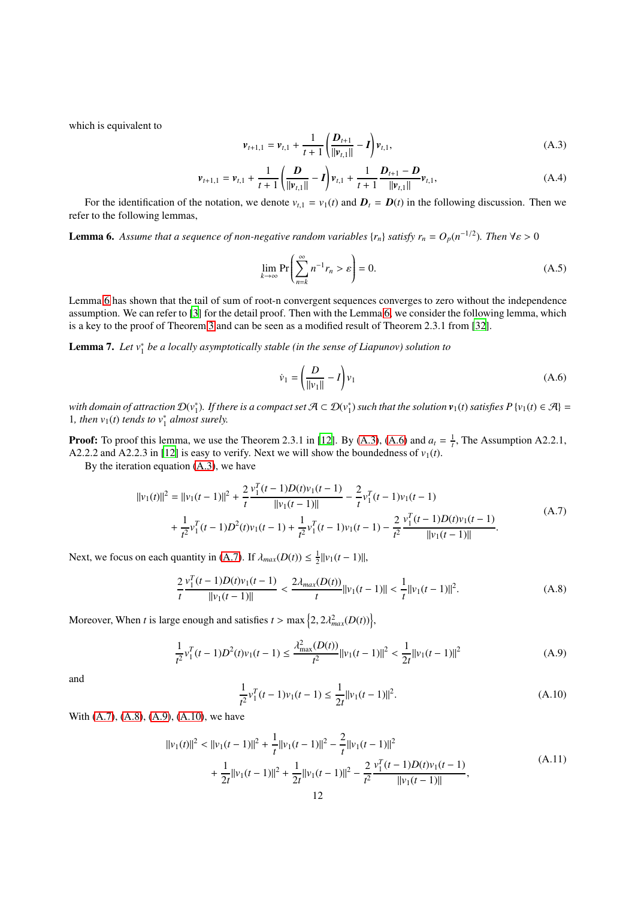which is equivalent to

$$\boldsymbol{v}_{t+1,1} = \boldsymbol{v}_{t,1} + \frac{1}{t+1}\left(\frac{\boldsymbol{D}_{t+1}}{\|\boldsymbol{v}_{t,1}\|} - \boldsymbol{I}\right)\boldsymbol{v}_{t,1}, \tag{A.3}$$

$$\boldsymbol{v}_{t+1,1} = \boldsymbol{v}_{t,1} + \frac{1}{t+1}\left(\frac{\boldsymbol{D}}{\|\boldsymbol{v}_{t,1}\|} - \boldsymbol{I}\right)\boldsymbol{v}_{t,1} + \frac{1}{t+1}\frac{\boldsymbol{D}_{t+1} - \boldsymbol{D}}{\|\boldsymbol{v}_{t,1}\|}\boldsymbol{v}_{t,1}, \tag{A.4}$$

For the identification of the notation, we denote $v_{t,1} = v_1(t)$ and $\boldsymbol{D}_t = \boldsymbol{D}(t)$ in the following discussion. Then we refer to the following lemmas,

**Lemma 6.** *Assume that a sequence of non-negative random variables $\{r_n\}$ satisfy $r_n = O_p(n^{-1/2})$. Then $\forall \varepsilon > 0$*

$$\lim_{k\to\infty} \Pr\left(\sum_{n=k}^{\infty} n^{-1} r_n > \varepsilon\right) = 0. \tag{A.5}$$

Lemma 6 has shown that the tail of sum of root-n convergent sequences converges to zero without the independence assumption. We can refer to [3] for the detail proof. Then with the Lemma 6, we consider the following lemma, which is a key to the proof of Theorem 3 and can be seen as a modified result of Theorem 2.3.1 from [32].

**Lemma 7.** *Let $v_1^*$ be a locally asymptotically stable (in the sense of Liapunov) solution to*

$$\dot{v}_1 = \left(\frac{D}{\|v_1\|} - I\right)v_1 \tag{A.6}$$

*with domain of attraction $\mathcal{D}(v_1^*)$. If there is a compact set $\mathcal{A} \subset \mathcal{D}(v_1^*)$ such that the solution $\boldsymbol{v}_1(t)$ satisfies $P\{v_1(t) \in \mathcal{A}\} = 1$, then $v_1(t)$ tends to $v_1^*$ almost surely.*

**Proof:** To proof this lemma, we use the Theorem 2.3.1 in [12]. By (A.3), (A.6) and $a_t = \frac{1}{t}$, The Assumption A2.2.1, A2.2.2 and A2.2.3 in [12] is easy to verify. Next we will show the boundedness of $v_1(t)$.

By the iteration equation (A.3), we have

$$\begin{aligned}\|v_1(t)\|^2 = {} & \|v_1(t-1)\|^2 + \frac{2}{t}\frac{v_1^T(t-1)D(t)v_1(t-1)}{\|v_1(t-1)\|} - \frac{2}{t}v_1^T(t-1)v_1(t-1) \\ & + \frac{1}{t^2}v_1^T(t-1)D^2(t)v_1(t-1) + \frac{1}{t^2}v_1^T(t-1)v_1(t-1) - \frac{2}{t^2}\frac{v_1^T(t-1)D(t)v_1(t-1)}{\|v_1(t-1)\|}.\end{aligned} \tag{A.7}$$

Next, we focus on each quantity in (A.7). If $\lambda_{max}(D(t)) \leq \frac{1}{2}\|v_1(t-1)\|$,

$$\frac{2}{t}\frac{v_1^T(t-1)D(t)v_1(t-1)}{\|v_1(t-1)\|} < \frac{2\lambda_{max}(D(t))}{t}\|v_1(t-1)\| < \frac{1}{t}\|v_1(t-1)\|^2. \tag{A.8}$$

Moreover, When $t$ is large enough and satisfies $t > \max\left\{2, 2\lambda_{max}^2(D(t))\right\}$,

$$\frac{1}{t^2}v_1^T(t-1)D^2(t)v_1(t-1) \leq \frac{\lambda_{\max}^2(D(t))}{t^2}\|v_1(t-1)\|^2 < \frac{1}{2t}\|v_1(t-1)\|^2 \tag{A.9}$$

and

$$\frac{1}{t^2}v_1^T(t-1)v_1(t-1) \leq \frac{1}{2t}\|v_1(t-1)\|^2. \tag{A.10}$$

With (A.7), (A.8), (A.9), (A.10), we have

$$\begin{aligned}\|v_1(t)\|^2 < {} & \|v_1(t-1)\|^2 + \frac{1}{t}\|v_1(t-1)\|^2 - \frac{2}{t}\|v_1(t-1)\|^2 \\ & + \frac{1}{2t}\|v_1(t-1)\|^2 + \frac{1}{2t}\|v_1(t-1)\|^2 - \frac{2}{t^2}\frac{v_1^T(t-1)D(t)v_1(t-1)}{\|v_1(t-1)\|},\end{aligned} \tag{A.11}$$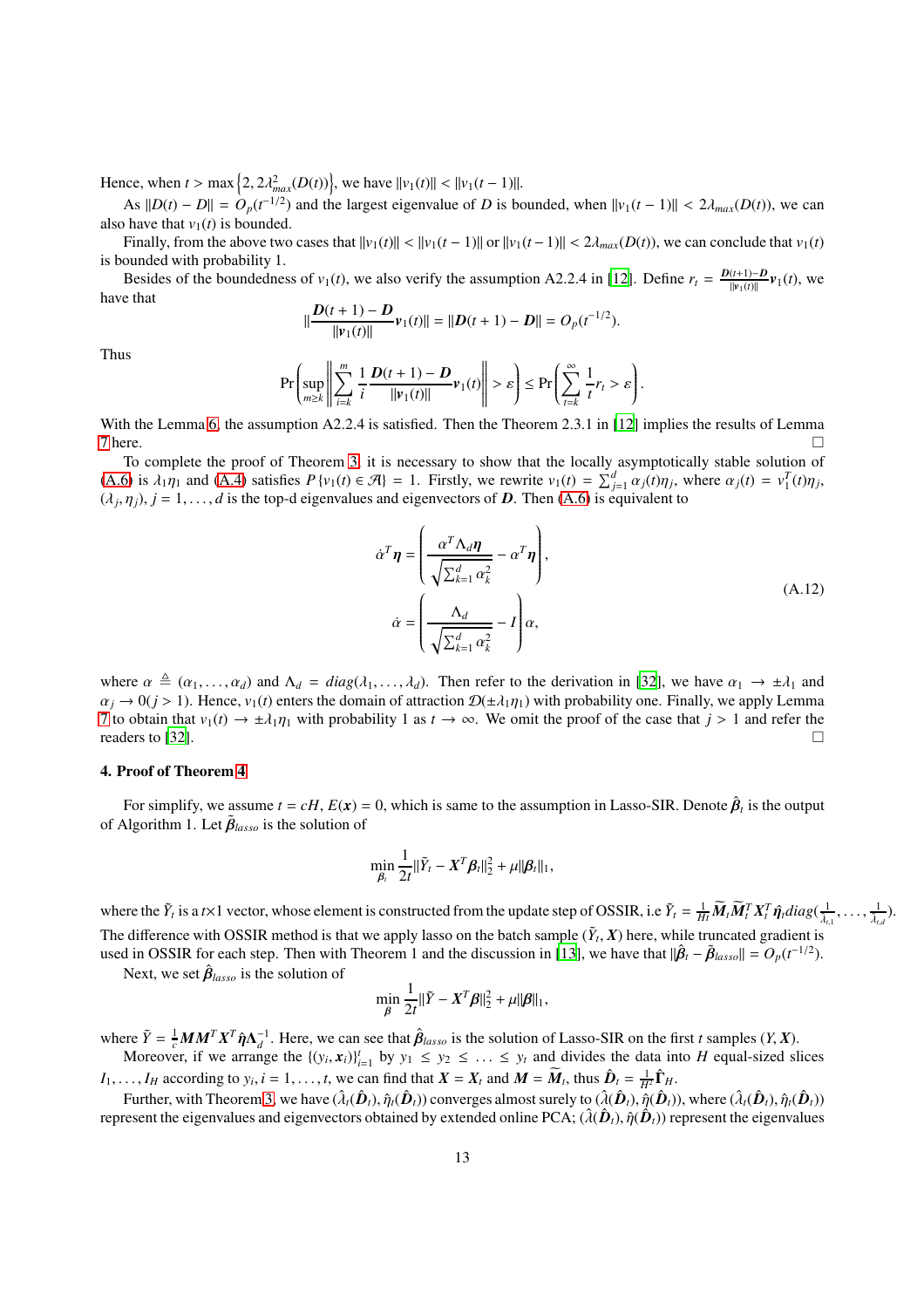Hence, when $t > \max\left\{2, 2\lambda_{max}^2(D(t))\right\}$, we have $\|v_1(t)\| < \|v_1(t-1)\|$.

As $\|D(t) - D\| = O_p(t^{-1/2})$ and the largest eigenvalue of $D$ is bounded, when $\|v_1(t-1)\| < 2\lambda_{max}(D(t))$, we can also have that $v_1(t)$ is bounded.

Finally, from the above two cases that $\|v_1(t)\| < \|v_1(t-1)\|$ or $\|v_1(t-1)\| < 2\lambda_{max}(D(t))$, we can conclude that $v_1(t)$ is bounded with probability 1.

Besides of the boundedness of $v_1(t)$, we also verify the assumption A2.2.4 in [12]. Define $r_t = \frac{\boldsymbol{D}(t+1)-\boldsymbol{D}}{\|\boldsymbol{v}_1(t)\|}\boldsymbol{v}_1(t)$, we have that

$$
\|\frac{\boldsymbol{D}(t+1)-\boldsymbol{D}}{\|\boldsymbol{v}_1(t)\|}\boldsymbol{v}_1(t)\| = \|\boldsymbol{D}(t+1)-\boldsymbol{D}\| = O_p(t^{-1/2}).
$$

Thus

$$
\Pr\left(\sup_{m\geq k}\left\|\sum_{i=k}^{m}\frac{1}{i}\frac{\boldsymbol{D}(t+1)-\boldsymbol{D}}{\|\boldsymbol{v}_1(t)\|}\boldsymbol{v}_1(t)\right\| > \varepsilon\right) \leq \Pr\left(\sum_{t=k}^{\infty}\frac{1}{t}r_t > \varepsilon\right).
$$

With the Lemma 6, the assumption A2.2.4 is satisfied. Then the Theorem 2.3.1 in [12] implies the results of Lemma 7 here. □

To complete the proof of Theorem 3, it is necessary to show that the locally asymptotically stable solution of (A.6) is $\lambda_1\eta_1$ and (A.4) satisfies $P\{v_1(t) \in \mathcal{A}\} = 1$. Firstly, we rewrite $v_1(t) = \sum_{j=1}^{d}\alpha_j(t)\eta_j$, where $\alpha_j(t) = v_1^T(t)\eta_j$, $(\lambda_j, \eta_j), j = 1, \ldots, d$ is the top-d eigenvalues and eigenvectors of $\boldsymbol{D}$. Then (A.6) is equivalent to

$$
\begin{aligned}
\dot{\alpha}^T\boldsymbol{\eta} &= \left(\frac{\alpha^T\Lambda_d\boldsymbol{\eta}}{\sqrt{\sum_{k=1}^{d}\alpha_k^2}} - \alpha^T\boldsymbol{\eta}\right),\\
\dot{\alpha} &= \left(\frac{\Lambda_d}{\sqrt{\sum_{k=1}^{d}\alpha_k^2}} - I\right)\alpha,
\end{aligned}
\tag{A.12}
$$

where $\alpha \triangleq (\alpha_1, \ldots, \alpha_d)$ and $\Lambda_d = diag(\lambda_1, \ldots, \lambda_d)$. Then refer to the derivation in [32], we have $\alpha_1 \to \pm\lambda_1$ and $\alpha_j \to 0 (j > 1)$. Hence, $v_1(t)$ enters the domain of attraction $\mathcal{D}(\pm\lambda_1\eta_1)$ with probability one. Finally, we apply Lemma 7 to obtain that $v_1(t) \to \pm\lambda_1\eta_1$ with probability 1 as $t \to \infty$. We omit the proof of the case that $j > 1$ and refer the readers to [32]. □

#### 4. Proof of Theorem 4

For simplify, we assume $t = cH$, $E(\boldsymbol{x}) = 0$, which is same to the assumption in Lasso-SIR. Denote $\hat{\boldsymbol{\beta}}_t$ is the output of Algorithm 1. Let $\tilde{\boldsymbol{\beta}}_{lasso}$ is the solution of

$$
\min_{\boldsymbol{\beta}_t}\frac{1}{2t}\|\tilde{Y}_t - \boldsymbol{X}^T\boldsymbol{\beta}_t\|_2^2 + \mu\|\boldsymbol{\beta}_t\|_1,
$$

where the $\tilde{Y}_t$ is a $t\times 1$ vector, whose element is constructed from the update step of OSSIR, i.e $\tilde{Y}_t = \frac{1}{Ht}\widetilde{\boldsymbol{M}}_t\widetilde{\boldsymbol{M}}_t^T\boldsymbol{X}_t^T\hat{\boldsymbol{\eta}}_t diag(\frac{1}{\hat{\lambda}_{t,1}}, \ldots, \frac{1}{\hat{\lambda}_{t,d}})$. The difference with OSSIR method is that we apply lasso on the batch sample $(\tilde{Y}_t, \boldsymbol{X})$ here, while truncated gradient is used in OSSIR for each step. Then with Theorem 1 and the discussion in [13], we have that $\|\hat{\boldsymbol{\beta}}_t - \tilde{\boldsymbol{\beta}}_{lasso}\| = O_p(t^{-1/2})$.

Next, we set $\hat{\boldsymbol{\beta}}_{lasso}$ is the solution of

$$
\min_{\boldsymbol{\beta}}\frac{1}{2t}\|\tilde{Y} - \boldsymbol{X}^T\boldsymbol{\beta}\|_2^2 + \mu\|\boldsymbol{\beta}\|_1,
$$

where $\tilde{Y} = \frac{1}{c}\boldsymbol{M}\boldsymbol{M}^T\boldsymbol{X}^T\hat{\boldsymbol{\eta}}\Lambda_d^{-1}$. Here, we can see that $\hat{\boldsymbol{\beta}}_{lasso}$ is the solution of Lasso-SIR on the first $t$ samples $(Y, \boldsymbol{X})$.

Moreover, if we arrange the $\{(y_i, \boldsymbol{x}_i)\}_{i=1}^{t}$ by $y_1 \leq y_2 \leq \ldots \leq y_t$ and divides the data into $H$ equal-sized slices $I_1, \ldots, I_H$ according to $y_i, i = 1, \ldots, t$, we can find that $\boldsymbol{X} = \boldsymbol{X}_t$ and $\boldsymbol{M} = \widetilde{\boldsymbol{M}}_t$, thus $\hat{\boldsymbol{D}}_t = \frac{1}{H^2}\hat{\boldsymbol{\Gamma}}_H$.

Further, with Theorem 3, we have $(\hat{\lambda}_t(\hat{\boldsymbol{D}}_t), \hat{\eta}_t(\hat{\boldsymbol{D}}_t))$ converges almost surely to $(\hat{\lambda}(\hat{\boldsymbol{D}}_t), \hat{\eta}(\hat{\boldsymbol{D}}_t))$, where $(\hat{\lambda}_t(\hat{\boldsymbol{D}}_t), \hat{\eta}_t(\hat{\boldsymbol{D}}_t))$ represent the eigenvalues and eigenvectors obtained by extended online PCA; $(\hat{\lambda}(\hat{\boldsymbol{D}}_t), \hat{\eta}(\hat{\boldsymbol{D}}_t))$ represent the eigenvalues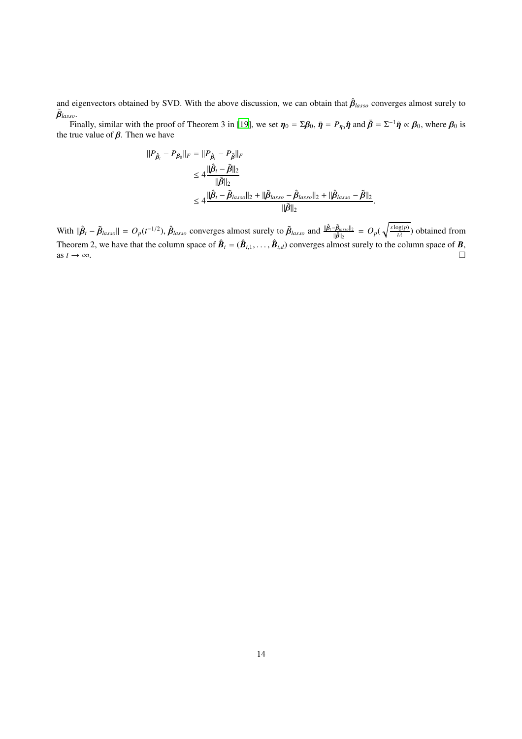and eigenvectors obtained by SVD. With the above discussion, we can obtain that $\hat{\boldsymbol{\beta}}_{lasso}$ converges almost surely to $\tilde{\boldsymbol{\beta}}_{lasso}$.

Finally, similar with the proof of Theorem 3 in [19], we set $\boldsymbol{\eta}_0 = \Sigma\boldsymbol{\beta}_0$, $\tilde{\boldsymbol{\eta}} = P_{\boldsymbol{\eta}_0}\hat{\boldsymbol{\eta}}$ and $\tilde{\boldsymbol{\beta}} = \Sigma^{-1}\tilde{\boldsymbol{\eta}} \propto \boldsymbol{\beta}_0$, where $\boldsymbol{\beta}_0$ is the true value of $\boldsymbol{\beta}$. Then we have

$$
\begin{aligned}
\|P_{\hat{\boldsymbol{\beta}}_t} - P_{\boldsymbol{\beta}_0}\|_F &= \|P_{\hat{\boldsymbol{\beta}}_t} - P_{\tilde{\boldsymbol{\beta}}}\|_F \\
&\le 4\frac{\|\hat{\boldsymbol{\beta}}_t - \tilde{\boldsymbol{\beta}}\|_2}{\|\tilde{\boldsymbol{\beta}}\|_2} \\
&\le 4\frac{\|\hat{\boldsymbol{\beta}}_t - \tilde{\boldsymbol{\beta}}_{lasso}\|_2 + \|\tilde{\boldsymbol{\beta}}_{lasso} - \hat{\boldsymbol{\beta}}_{lasso}\|_2 + \|\hat{\boldsymbol{\beta}}_{lasso} - \tilde{\boldsymbol{\beta}}\|_2}{\|\tilde{\boldsymbol{\beta}}\|_2}.
\end{aligned}
$$

With $\|\hat{\boldsymbol{\beta}}_t - \tilde{\boldsymbol{\beta}}_{lasso}\| = O_p(t^{-1/2})$, $\hat{\boldsymbol{\beta}}_{lasso}$ converges almost surely to $\tilde{\boldsymbol{\beta}}_{lasso}$ and $\frac{\|\hat{\boldsymbol{\beta}}_t - \tilde{\boldsymbol{\beta}}_{lasso}\|_2}{\|\tilde{\boldsymbol{\beta}}\|_2} = O_p(\sqrt{\frac{s\log(p)}{t\lambda}})$ obtained from Theorem 2, we have that the column space of $\hat{\boldsymbol{B}}_t = (\hat{\boldsymbol{B}}_{t,1}, \ldots, \hat{\boldsymbol{B}}_{t,d})$ converges almost surely to the column space of $\boldsymbol{B}$, as $t \to \infty$. □